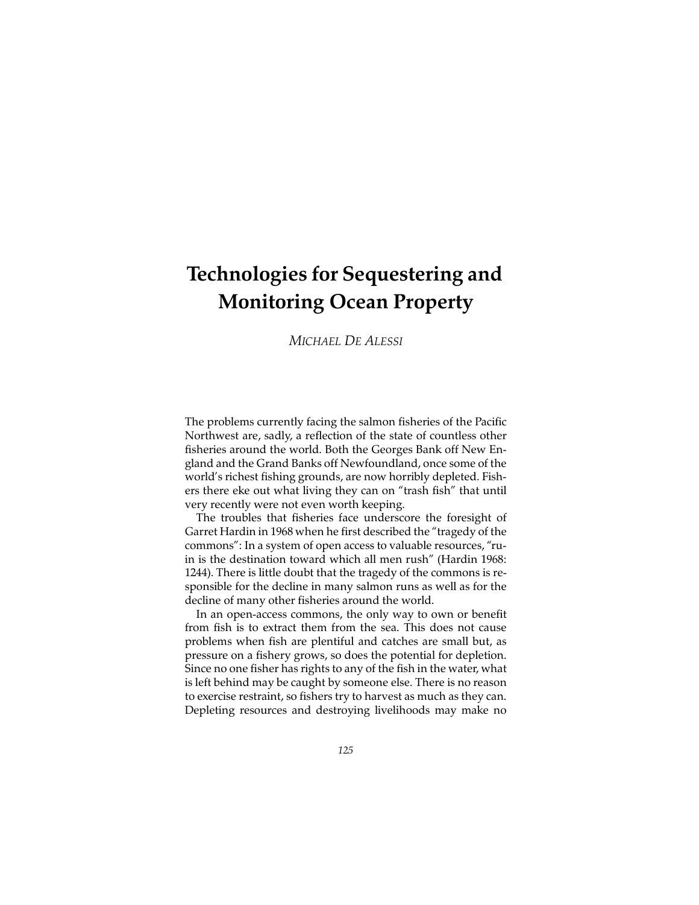# Technologies for Sequestering and Monitoring Ocean Property

*MICHAEL DE ALESSI*

The problems currently facing the salmon fisheries of the Pacific Northwest are, sadly, a reflection of the state of countless other fisheries around the world. Both the Georges Bank off New England and the Grand Banks off Newfoundland, once some of the world's richest fishing grounds, are now horribly depleted. Fishers there eke out what living they can on "trash fish" that until very recently were not even worth keeping.

The troubles that fisheries face underscore the foresight of Garret Hardin in 1968 when he first described the "tragedy of the commons": In a system of open access to valuable resources, "ruin is the destination toward which all men rush" (Hardin 1968: 1244). There is little doubt that the tragedy of the commons is responsible for the decline in many salmon runs as well as for the decline of many other fisheries around the world.

In an open-access commons, the only way to own or benefit from fish is to extract them from the sea. This does not cause problems when fish are plentiful and catches are small but, as pressure on a fishery grows, so does the potential for depletion. Since no one fisher has rights to any of the fish in the water, what is left behind may be caught by someone else. There is no reason to exercise restraint, so fishers try to harvest as much as they can. Depleting resources and destroying livelihoods may make no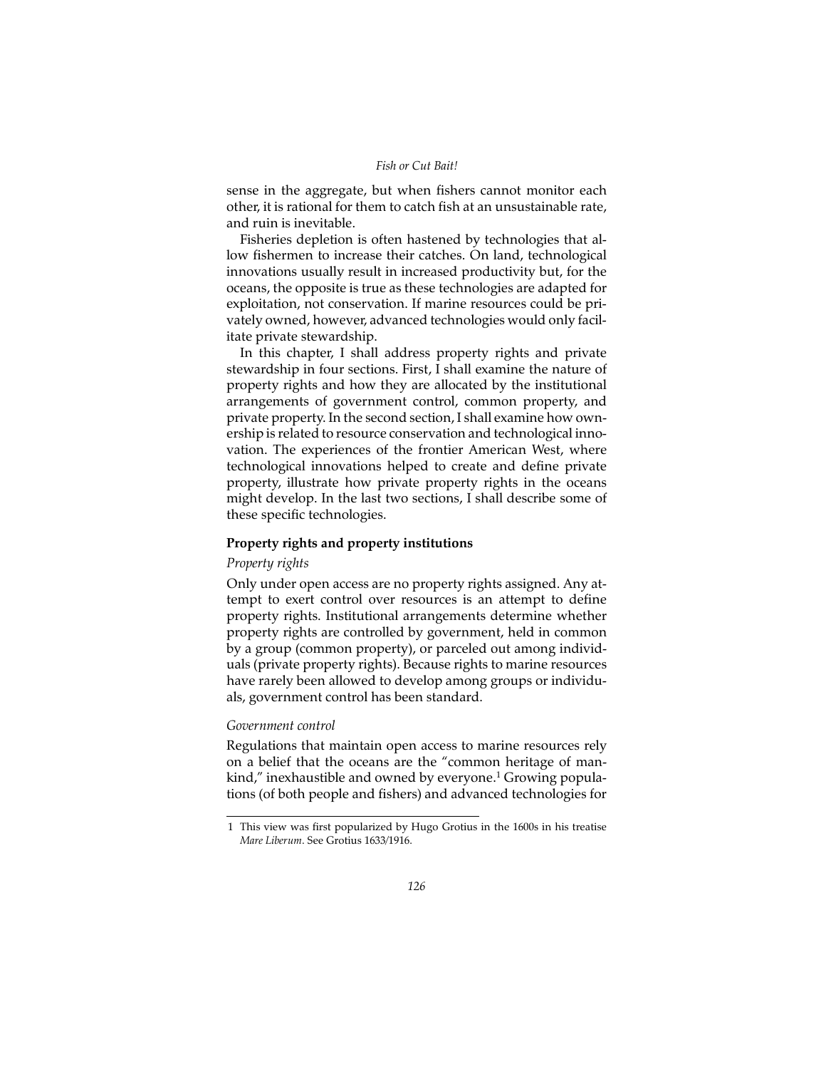sense in the aggregate, but when fishers cannot monitor each other, it is rational for them to catch fish at an unsustainable rate, and ruin is inevitable.

Fisheries depletion is often hastened by technologies that allow fishermen to increase their catches. On land, technological innovations usually result in increased productivity but, for the oceans, the opposite is true as these technologies are adapted for exploitation, not conservation. If marine resources could be privately owned, however, advanced technologies would only facilitate private stewardship.

In this chapter, I shall address property rights and private stewardship in four sections. First, I shall examine the nature of property rights and how they are allocated by the institutional arrangements of government control, common property, and private property. In the second section, I shall examine how ownership is related to resource conservation and technological innovation. The experiences of the frontier American West, where technological innovations helped to create and define private property, illustrate how private property rights in the oceans might develop. In the last two sections, I shall describe some of these specific technologies.

## Property rights and property institutions

### *Property rights*

Only under open access are no property rights assigned. Any attempt to exert control over resources is an attempt to define property rights. Institutional arrangements determine whether property rights are controlled by government, held in common by a group (common property), or parceled out among individuals (private property rights). Because rights to marine resources have rarely been allowed to develop among groups or individuals, government control has been standard.

### *Government control*

Regulations that maintain open access to marine resources rely on a belief that the oceans are the "common heritage of mankind," inexhaustible and owned by everyone.[1] Growing populations (of both people and fishers) and advanced technologies for

---

1 This view was first popularized by Hugo Grotius in the 1600s in his treatise *Mare Liberum*. See Grotius 1633/1916.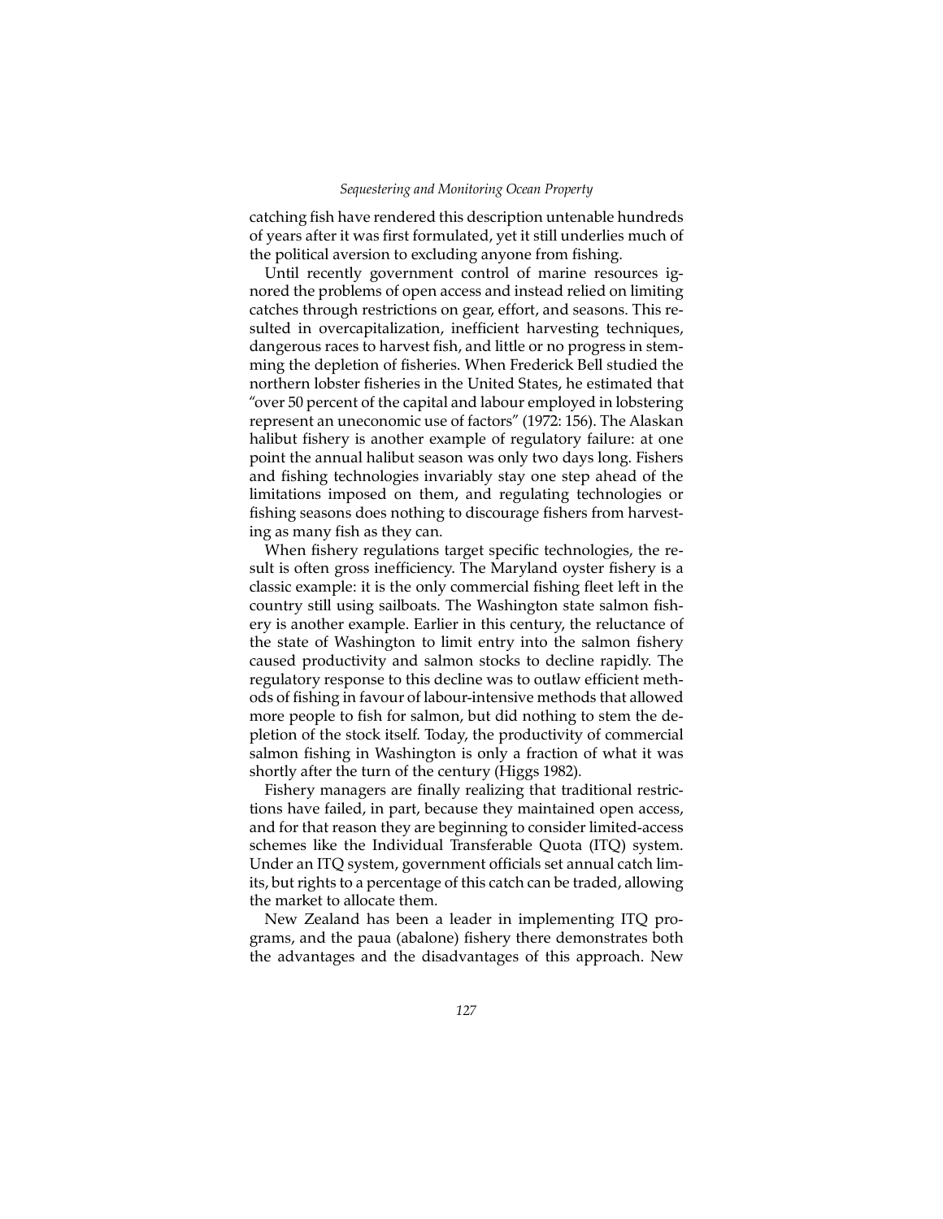catching fish have rendered this description untenable hundreds of years after it was first formulated, yet it still underlies much of the political aversion to excluding anyone from fishing.

Until recently government control of marine resources ignored the problems of open access and instead relied on limiting catches through restrictions on gear, effort, and seasons. This resulted in overcapitalization, inefficient harvesting techniques, dangerous races to harvest fish, and little or no progress in stemming the depletion of fisheries. When Frederick Bell studied the northern lobster fisheries in the United States, he estimated that "over 50 percent of the capital and labour employed in lobstering represent an uneconomic use of factors" (1972: 156). The Alaskan halibut fishery is another example of regulatory failure: at one point the annual halibut season was only two days long. Fishers and fishing technologies invariably stay one step ahead of the limitations imposed on them, and regulating technologies or fishing seasons does nothing to discourage fishers from harvesting as many fish as they can.

When fishery regulations target specific technologies, the result is often gross inefficiency. The Maryland oyster fishery is a classic example: it is the only commercial fishing fleet left in the country still using sailboats. The Washington state salmon fishery is another example. Earlier in this century, the reluctance of the state of Washington to limit entry into the salmon fishery caused productivity and salmon stocks to decline rapidly. The regulatory response to this decline was to outlaw efficient methods of fishing in favour of labour-intensive methods that allowed more people to fish for salmon, but did nothing to stem the depletion of the stock itself. Today, the productivity of commercial salmon fishing in Washington is only a fraction of what it was shortly after the turn of the century (Higgs 1982).

Fishery managers are finally realizing that traditional restrictions have failed, in part, because they maintained open access, and for that reason they are beginning to consider limited-access schemes like the Individual Transferable Quota (ITQ) system. Under an ITQ system, government officials set annual catch limits, but rights to a percentage of this catch can be traded, allowing the market to allocate them.

New Zealand has been a leader in implementing ITQ programs, and the paua (abalone) fishery there demonstrates both the advantages and the disadvantages of this approach. New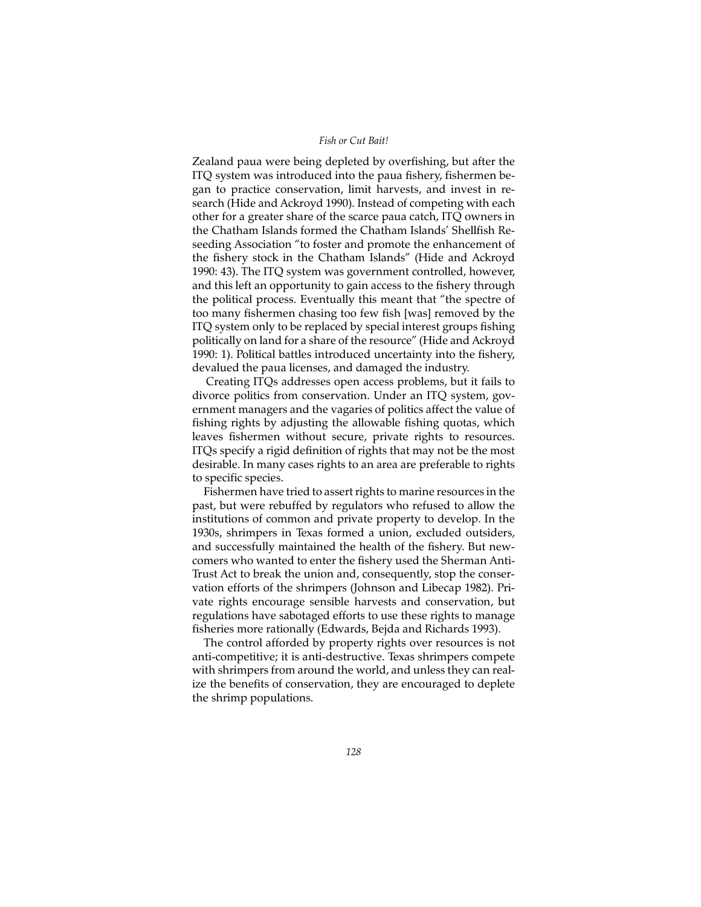Zealand paua were being depleted by overfishing, but after the ITQ system was introduced into the paua fishery, fishermen began to practice conservation, limit harvests, and invest in research (Hide and Ackroyd 1990). Instead of competing with each other for a greater share of the scarce paua catch, ITQ owners in the Chatham Islands formed the Chatham Islands' Shellfish Reseeding Association "to foster and promote the enhancement of the fishery stock in the Chatham Islands" (Hide and Ackroyd 1990: 43). The ITQ system was government controlled, however, and this left an opportunity to gain access to the fishery through the political process. Eventually this meant that "the spectre of too many fishermen chasing too few fish [was] removed by the ITQ system only to be replaced by special interest groups fishing politically on land for a share of the resource" (Hide and Ackroyd 1990: 1). Political battles introduced uncertainty into the fishery, devalued the paua licenses, and damaged the industry.

Creating ITQs addresses open access problems, but it fails to divorce politics from conservation. Under an ITQ system, government managers and the vagaries of politics affect the value of fishing rights by adjusting the allowable fishing quotas, which leaves fishermen without secure, private rights to resources. ITQs specify a rigid definition of rights that may not be the most desirable. In many cases rights to an area are preferable to rights to specific species.

Fishermen have tried to assert rights to marine resources in the past, but were rebuffed by regulators who refused to allow the institutions of common and private property to develop. In the 1930s, shrimpers in Texas formed a union, excluded outsiders, and successfully maintained the health of the fishery. But newcomers who wanted to enter the fishery used the Sherman Anti-Trust Act to break the union and, consequently, stop the conservation efforts of the shrimpers (Johnson and Libecap 1982). Private rights encourage sensible harvests and conservation, but regulations have sabotaged efforts to use these rights to manage fisheries more rationally (Edwards, Bejda and Richards 1993).

The control afforded by property rights over resources is not anti-competitive; it is anti-destructive. Texas shrimpers compete with shrimpers from around the world, and unless they can realize the benefits of conservation, they are encouraged to deplete the shrimp populations.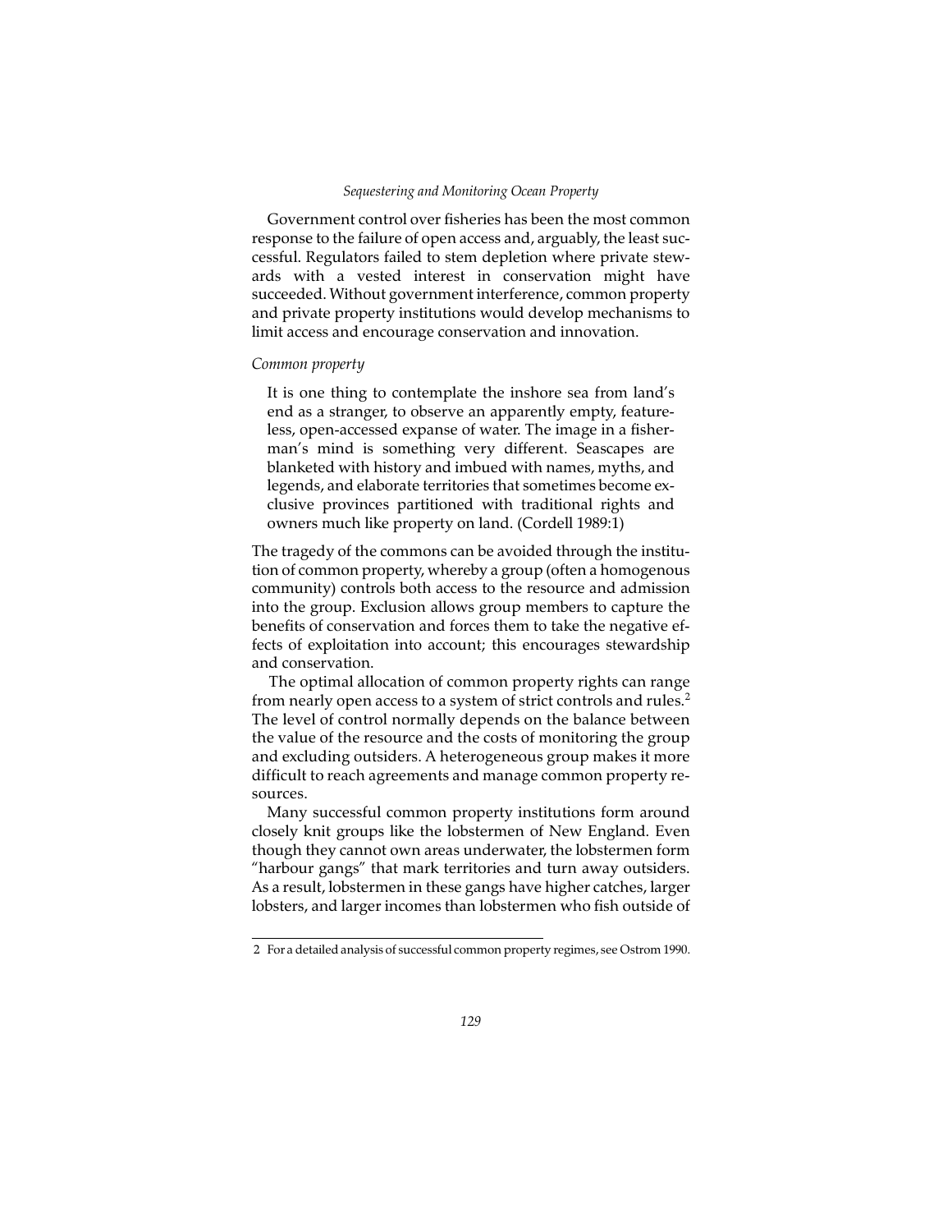Government control over fisheries has been the most common response to the failure of open access and, arguably, the least successful. Regulators failed to stem depletion where private stewards with a vested interest in conservation might have succeeded. Without government interference, common property and private property institutions would develop mechanisms to limit access and encourage conservation and innovation.

*Common property*

> It is one thing to contemplate the inshore sea from land's end as a stranger, to observe an apparently empty, featureless, open-accessed expanse of water. The image in a fisherman's mind is something very different. Seascapes are blanketed with history and imbued with names, myths, and legends, and elaborate territories that sometimes become exclusive provinces partitioned with traditional rights and owners much like property on land. (Cordell 1989:1)

The tragedy of the commons can be avoided through the institution of common property, whereby a group (often a homogenous community) controls both access to the resource and admission into the group. Exclusion allows group members to capture the benefits of conservation and forces them to take the negative effects of exploitation into account; this encourages stewardship and conservation.

The optimal allocation of common property rights can range from nearly open access to a system of strict controls and rules.[2] The level of control normally depends on the balance between the value of the resource and the costs of monitoring the group and excluding outsiders. A heterogeneous group makes it more difficult to reach agreements and manage common property resources.

Many successful common property institutions form around closely knit groups like the lobstermen of New England. Even though they cannot own areas underwater, the lobstermen form "harbour gangs" that mark territories and turn away outsiders. As a result, lobstermen in these gangs have higher catches, larger lobsters, and larger incomes than lobstermen who fish outside of

---

2 For a detailed analysis of successful common property regimes, see Ostrom 1990.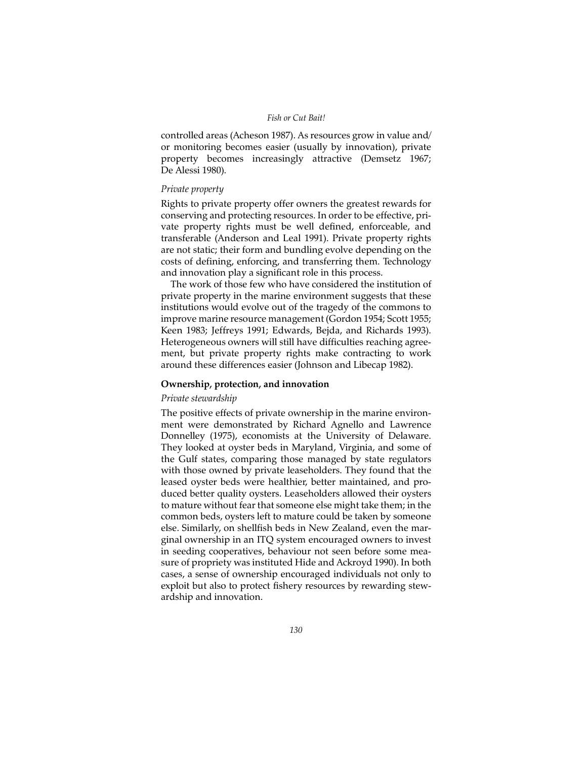controlled areas (Acheson 1987). As resources grow in value and/ or monitoring becomes easier (usually by innovation), private property becomes increasingly attractive (Demsetz 1967; De Alessi 1980).

*Private property*

Rights to private property offer owners the greatest rewards for conserving and protecting resources. In order to be effective, private property rights must be well defined, enforceable, and transferable (Anderson and Leal 1991). Private property rights are not static; their form and bundling evolve depending on the costs of defining, enforcing, and transferring them. Technology and innovation play a significant role in this process.

The work of those few who have considered the institution of private property in the marine environment suggests that these institutions would evolve out of the tragedy of the commons to improve marine resource management (Gordon 1954; Scott 1955; Keen 1983; Jeffreys 1991; Edwards, Bejda, and Richards 1993). Heterogeneous owners will still have difficulties reaching agreement, but private property rights make contracting to work around these differences easier (Johnson and Libecap 1982).

## Ownership, protection, and innovation

*Private stewardship*

The positive effects of private ownership in the marine environment were demonstrated by Richard Agnello and Lawrence Donnelley (1975), economists at the University of Delaware. They looked at oyster beds in Maryland, Virginia, and some of the Gulf states, comparing those managed by state regulators with those owned by private leaseholders. They found that the leased oyster beds were healthier, better maintained, and produced better quality oysters. Leaseholders allowed their oysters to mature without fear that someone else might take them; in the common beds, oysters left to mature could be taken by someone else. Similarly, on shellfish beds in New Zealand, even the marginal ownership in an ITQ system encouraged owners to invest in seeding cooperatives, behaviour not seen before some measure of propriety was instituted Hide and Ackroyd 1990). In both cases, a sense of ownership encouraged individuals not only to exploit but also to protect fishery resources by rewarding stewardship and innovation.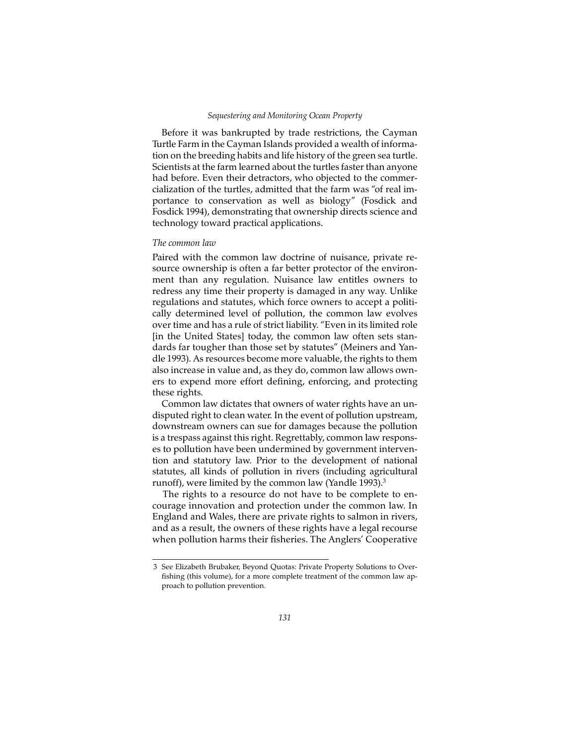Before it was bankrupted by trade restrictions, the Cayman Turtle Farm in the Cayman Islands provided a wealth of information on the breeding habits and life history of the green sea turtle. Scientists at the farm learned about the turtles faster than anyone had before. Even their detractors, who objected to the commercialization of the turtles, admitted that the farm was "of real importance to conservation as well as biology" (Fosdick and Fosdick 1994), demonstrating that ownership directs science and technology toward practical applications.

### *The common law*

Paired with the common law doctrine of nuisance, private resource ownership is often a far better protector of the environment than any regulation. Nuisance law entitles owners to redress any time their property is damaged in any way. Unlike regulations and statutes, which force owners to accept a politically determined level of pollution, the common law evolves over time and has a rule of strict liability. "Even in its limited role [in the United States] today, the common law often sets standards far tougher than those set by statutes" (Meiners and Yandle 1993). As resources become more valuable, the rights to them also increase in value and, as they do, common law allows owners to expend more effort defining, enforcing, and protecting these rights.

Common law dictates that owners of water rights have an undisputed right to clean water. In the event of pollution upstream, downstream owners can sue for damages because the pollution is a trespass against this right. Regrettably, common law responses to pollution have been undermined by government intervention and statutory law. Prior to the development of national statutes, all kinds of pollution in rivers (including agricultural runoff), were limited by the common law (Yandle 1993).[3]

The rights to a resource do not have to be complete to encourage innovation and protection under the common law. In England and Wales, there are private rights to salmon in rivers, and as a result, the owners of these rights have a legal recourse when pollution harms their fisheries. The Anglers' Cooperative

---

3 See Elizabeth Brubaker, Beyond Quotas: Private Property Solutions to Overfishing (this volume), for a more complete treatment of the common law approach to pollution prevention.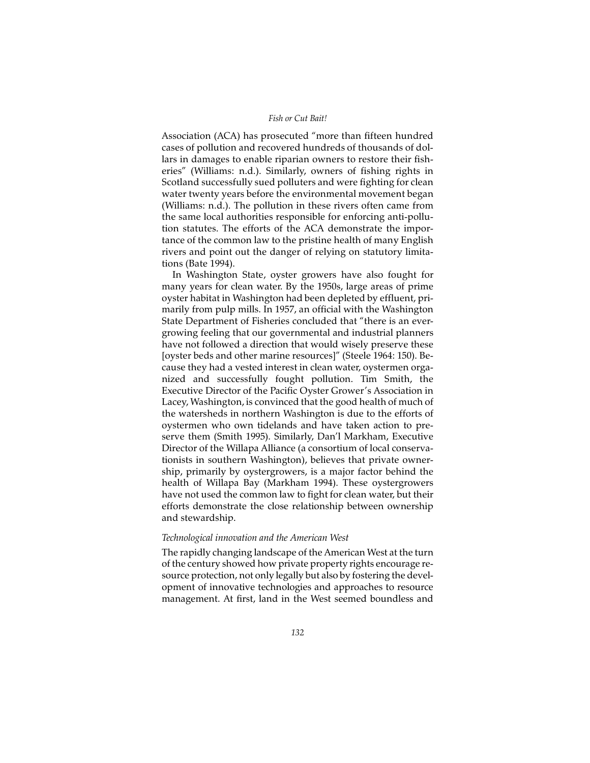Association (ACA) has prosecuted "more than fifteen hundred cases of pollution and recovered hundreds of thousands of dollars in damages to enable riparian owners to restore their fisheries" (Williams: n.d.). Similarly, owners of fishing rights in Scotland successfully sued polluters and were fighting for clean water twenty years before the environmental movement began (Williams: n.d.). The pollution in these rivers often came from the same local authorities responsible for enforcing anti-pollution statutes. The efforts of the ACA demonstrate the importance of the common law to the pristine health of many English rivers and point out the danger of relying on statutory limitations (Bate 1994).

In Washington State, oyster growers have also fought for many years for clean water. By the 1950s, large areas of prime oyster habitat in Washington had been depleted by effluent, primarily from pulp mills. In 1957, an official with the Washington State Department of Fisheries concluded that "there is an ever-growing feeling that our governmental and industrial planners have not followed a direction that would wisely preserve these [oyster beds and other marine resources]" (Steele 1964: 150). Because they had a vested interest in clean water, oystermen organized and successfully fought pollution. Tim Smith, the Executive Director of the Pacific Oyster Grower's Association in Lacey, Washington, is convinced that the good health of much of the watersheds in northern Washington is due to the efforts of oystermen who own tidelands and have taken action to preserve them (Smith 1995). Similarly, Dan'l Markham, Executive Director of the Willapa Alliance (a consortium of local conservationists in southern Washington), believes that private ownership, primarily by oystergrowers, is a major factor behind the health of Willapa Bay (Markham 1994). These oystergrowers have not used the common law to fight for clean water, but their efforts demonstrate the close relationship between ownership and stewardship.

### *Technological innovation and the American West*

The rapidly changing landscape of the American West at the turn of the century showed how private property rights encourage resource protection, not only legally but also by fostering the development of innovative technologies and approaches to resource management. At first, land in the West seemed boundless and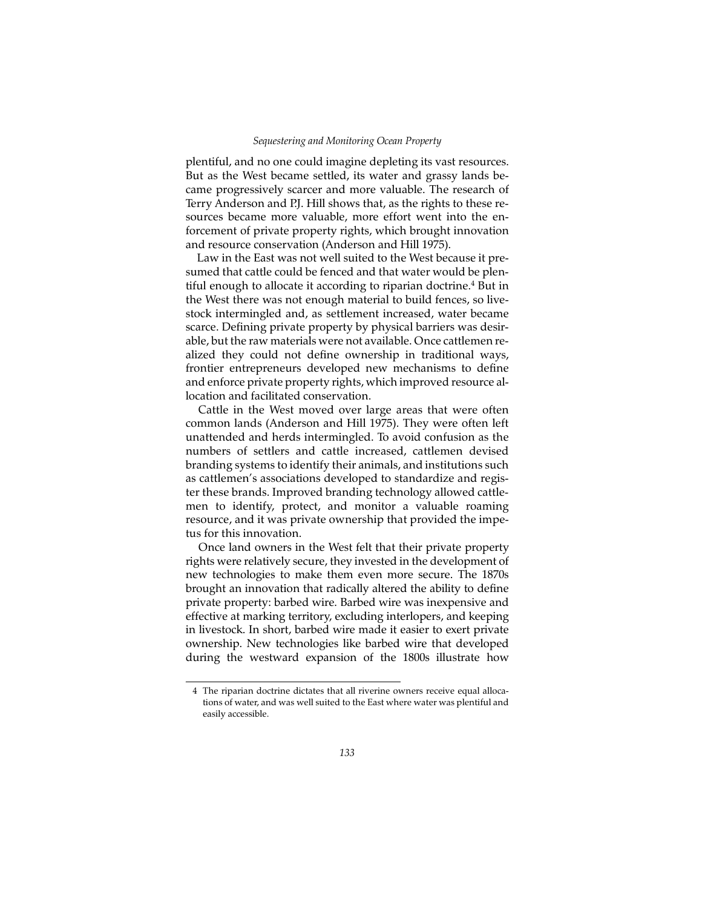plentiful, and no one could imagine depleting its vast resources. But as the West became settled, its water and grassy lands became progressively scarcer and more valuable. The research of Terry Anderson and P.J. Hill shows that, as the rights to these resources became more valuable, more effort went into the enforcement of private property rights, which brought innovation and resource conservation (Anderson and Hill 1975).

Law in the East was not well suited to the West because it presumed that cattle could be fenced and that water would be plentiful enough to allocate it according to riparian doctrine.[4] But in the West there was not enough material to build fences, so livestock intermingled and, as settlement increased, water became scarce. Defining private property by physical barriers was desirable, but the raw materials were not available. Once cattlemen realized they could not define ownership in traditional ways, frontier entrepreneurs developed new mechanisms to define and enforce private property rights, which improved resource allocation and facilitated conservation.

Cattle in the West moved over large areas that were often common lands (Anderson and Hill 1975). They were often left unattended and herds intermingled. To avoid confusion as the numbers of settlers and cattle increased, cattlemen devised branding systems to identify their animals, and institutions such as cattlemen's associations developed to standardize and register these brands. Improved branding technology allowed cattlemen to identify, protect, and monitor a valuable roaming resource, and it was private ownership that provided the impetus for this innovation.

Once land owners in the West felt that their private property rights were relatively secure, they invested in the development of new technologies to make them even more secure. The 1870s brought an innovation that radically altered the ability to define private property: barbed wire. Barbed wire was inexpensive and effective at marking territory, excluding interlopers, and keeping in livestock. In short, barbed wire made it easier to exert private ownership. New technologies like barbed wire that developed during the westward expansion of the 1800s illustrate how

---

4 The riparian doctrine dictates that all riverine owners receive equal allocations of water, and was well suited to the East where water was plentiful and easily accessible.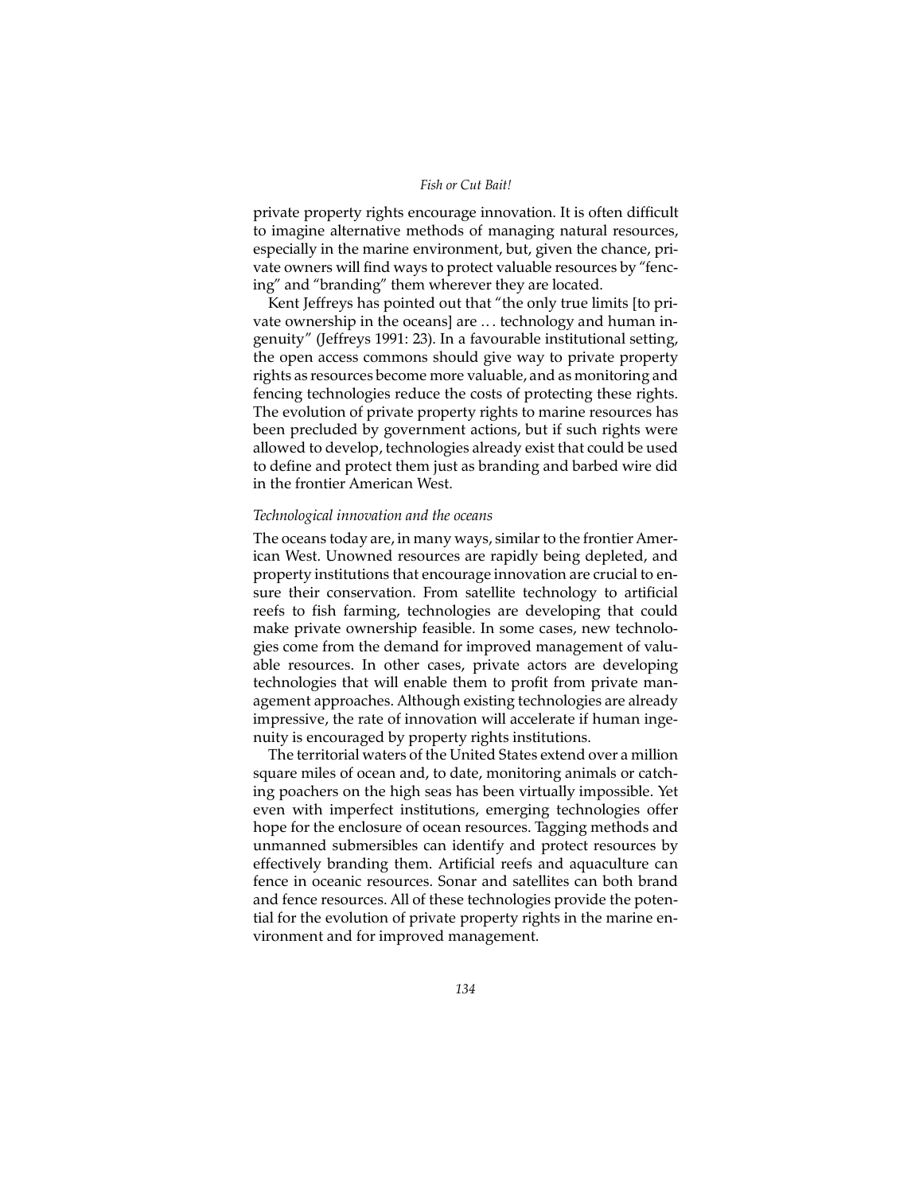private property rights encourage innovation. It is often difficult to imagine alternative methods of managing natural resources, especially in the marine environment, but, given the chance, private owners will find ways to protect valuable resources by "fencing" and "branding" them wherever they are located.

Kent Jeffreys has pointed out that "the only true limits [to private ownership in the oceans] are … technology and human ingenuity" (Jeffreys 1991: 23). In a favourable institutional setting, the open access commons should give way to private property rights as resources become more valuable, and as monitoring and fencing technologies reduce the costs of protecting these rights. The evolution of private property rights to marine resources has been precluded by government actions, but if such rights were allowed to develop, technologies already exist that could be used to define and protect them just as branding and barbed wire did in the frontier American West.

### *Technological innovation and the oceans*

The oceans today are, in many ways, similar to the frontier American West. Unowned resources are rapidly being depleted, and property institutions that encourage innovation are crucial to ensure their conservation. From satellite technology to artificial reefs to fish farming, technologies are developing that could make private ownership feasible. In some cases, new technologies come from the demand for improved management of valuable resources. In other cases, private actors are developing technologies that will enable them to profit from private management approaches. Although existing technologies are already impressive, the rate of innovation will accelerate if human ingenuity is encouraged by property rights institutions.

The territorial waters of the United States extend over a million square miles of ocean and, to date, monitoring animals or catching poachers on the high seas has been virtually impossible. Yet even with imperfect institutions, emerging technologies offer hope for the enclosure of ocean resources. Tagging methods and unmanned submersibles can identify and protect resources by effectively branding them. Artificial reefs and aquaculture can fence in oceanic resources. Sonar and satellites can both brand and fence resources. All of these technologies provide the potential for the evolution of private property rights in the marine environment and for improved management.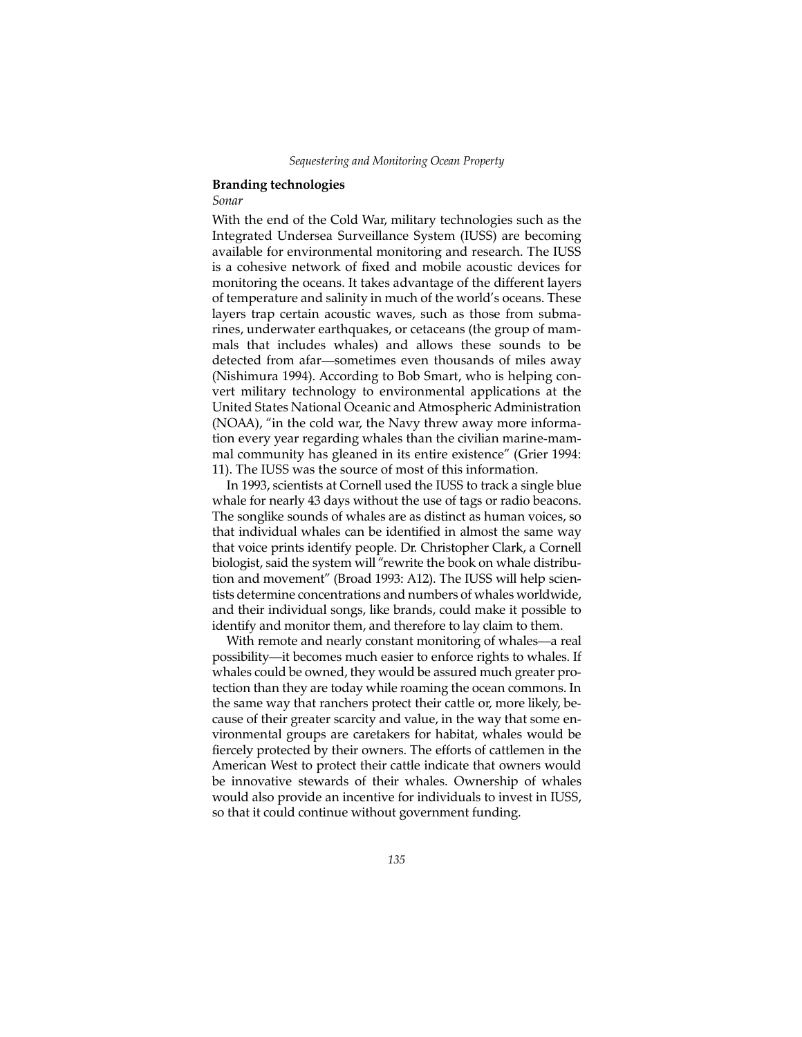## Branding technologies

*Sonar*

With the end of the Cold War, military technologies such as the Integrated Undersea Surveillance System (IUSS) are becoming available for environmental monitoring and research. The IUSS is a cohesive network of fixed and mobile acoustic devices for monitoring the oceans. It takes advantage of the different layers of temperature and salinity in much of the world's oceans. These layers trap certain acoustic waves, such as those from submarines, underwater earthquakes, or cetaceans (the group of mammals that includes whales) and allows these sounds to be detected from afar—sometimes even thousands of miles away (Nishimura 1994). According to Bob Smart, who is helping convert military technology to environmental applications at the United States National Oceanic and Atmospheric Administration (NOAA), "in the cold war, the Navy threw away more information every year regarding whales than the civilian marine-mammal community has gleaned in its entire existence" (Grier 1994: 11). The IUSS was the source of most of this information.

In 1993, scientists at Cornell used the IUSS to track a single blue whale for nearly 43 days without the use of tags or radio beacons. The songlike sounds of whales are as distinct as human voices, so that individual whales can be identified in almost the same way that voice prints identify people. Dr. Christopher Clark, a Cornell biologist, said the system will "rewrite the book on whale distribution and movement" (Broad 1993: A12). The IUSS will help scientists determine concentrations and numbers of whales worldwide, and their individual songs, like brands, could make it possible to identify and monitor them, and therefore to lay claim to them.

With remote and nearly constant monitoring of whales—a real possibility—it becomes much easier to enforce rights to whales. If whales could be owned, they would be assured much greater protection than they are today while roaming the ocean commons. In the same way that ranchers protect their cattle or, more likely, because of their greater scarcity and value, in the way that some environmental groups are caretakers for habitat, whales would be fiercely protected by their owners. The efforts of cattlemen in the American West to protect their cattle indicate that owners would be innovative stewards of their whales. Ownership of whales would also provide an incentive for individuals to invest in IUSS, so that it could continue without government funding.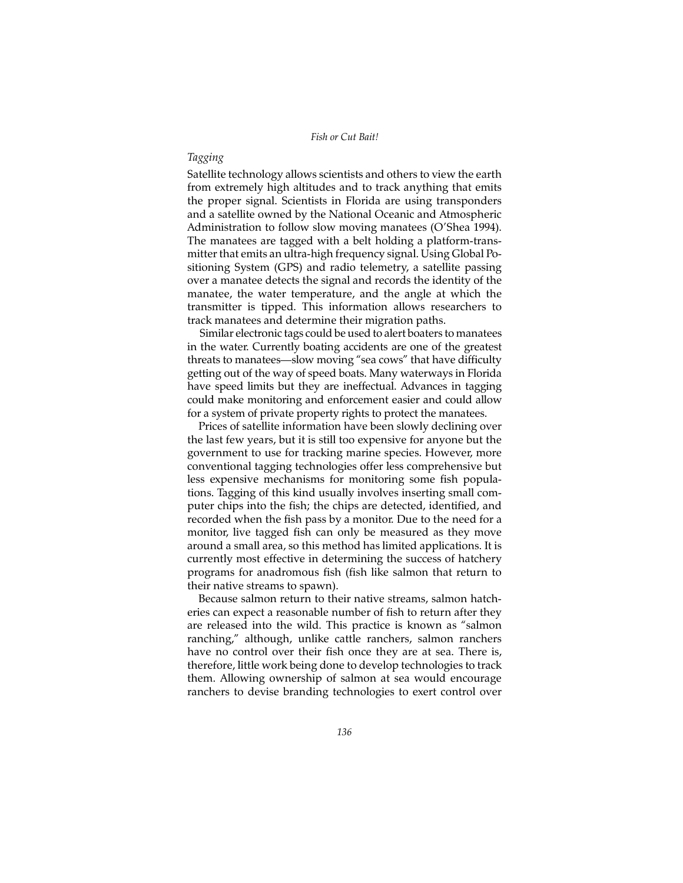### *Tagging*

Satellite technology allows scientists and others to view the earth from extremely high altitudes and to track anything that emits the proper signal. Scientists in Florida are using transponders and a satellite owned by the National Oceanic and Atmospheric Administration to follow slow moving manatees (O'Shea 1994). The manatees are tagged with a belt holding a platform-transmitter that emits an ultra-high frequency signal. Using Global Positioning System (GPS) and radio telemetry, a satellite passing over a manatee detects the signal and records the identity of the manatee, the water temperature, and the angle at which the transmitter is tipped. This information allows researchers to track manatees and determine their migration paths.

Similar electronic tags could be used to alert boaters to manatees in the water. Currently boating accidents are one of the greatest threats to manatees—slow moving "sea cows" that have difficulty getting out of the way of speed boats. Many waterways in Florida have speed limits but they are ineffectual. Advances in tagging could make monitoring and enforcement easier and could allow for a system of private property rights to protect the manatees.

Prices of satellite information have been slowly declining over the last few years, but it is still too expensive for anyone but the government to use for tracking marine species. However, more conventional tagging technologies offer less comprehensive but less expensive mechanisms for monitoring some fish populations. Tagging of this kind usually involves inserting small computer chips into the fish; the chips are detected, identified, and recorded when the fish pass by a monitor. Due to the need for a monitor, live tagged fish can only be measured as they move around a small area, so this method has limited applications. It is currently most effective in determining the success of hatchery programs for anadromous fish (fish like salmon that return to their native streams to spawn).

Because salmon return to their native streams, salmon hatcheries can expect a reasonable number of fish to return after they are released into the wild. This practice is known as "salmon ranching," although, unlike cattle ranchers, salmon ranchers have no control over their fish once they are at sea. There is, therefore, little work being done to develop technologies to track them. Allowing ownership of salmon at sea would encourage ranchers to devise branding technologies to exert control over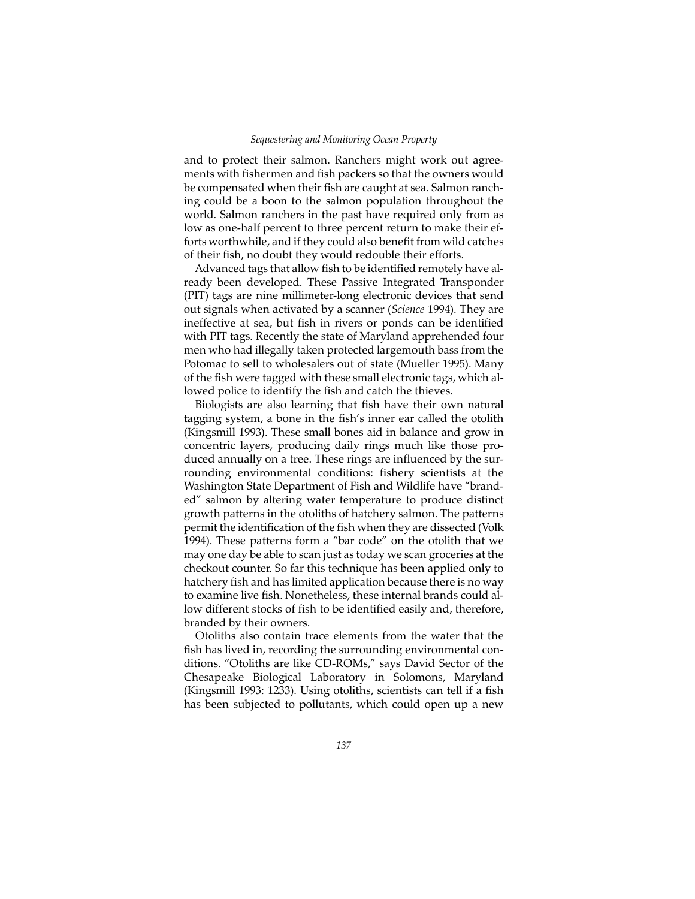and to protect their salmon. Ranchers might work out agreements with fishermen and fish packers so that the owners would be compensated when their fish are caught at sea. Salmon ranching could be a boon to the salmon population throughout the world. Salmon ranchers in the past have required only from as low as one-half percent to three percent return to make their efforts worthwhile, and if they could also benefit from wild catches of their fish, no doubt they would redouble their efforts.

Advanced tags that allow fish to be identified remotely have already been developed. These Passive Integrated Transponder (PIT) tags are nine millimeter-long electronic devices that send out signals when activated by a scanner (*Science* 1994). They are ineffective at sea, but fish in rivers or ponds can be identified with PIT tags. Recently the state of Maryland apprehended four men who had illegally taken protected largemouth bass from the Potomac to sell to wholesalers out of state (Mueller 1995). Many of the fish were tagged with these small electronic tags, which allowed police to identify the fish and catch the thieves.

Biologists are also learning that fish have their own natural tagging system, a bone in the fish's inner ear called the otolith (Kingsmill 1993). These small bones aid in balance and grow in concentric layers, producing daily rings much like those produced annually on a tree. These rings are influenced by the surrounding environmental conditions: fishery scientists at the Washington State Department of Fish and Wildlife have "branded" salmon by altering water temperature to produce distinct growth patterns in the otoliths of hatchery salmon. The patterns permit the identification of the fish when they are dissected (Volk 1994). These patterns form a "bar code" on the otolith that we may one day be able to scan just as today we scan groceries at the checkout counter. So far this technique has been applied only to hatchery fish and has limited application because there is no way to examine live fish. Nonetheless, these internal brands could allow different stocks of fish to be identified easily and, therefore, branded by their owners.

Otoliths also contain trace elements from the water that the fish has lived in, recording the surrounding environmental conditions. "Otoliths are like CD-ROMs," says David Sector of the Chesapeake Biological Laboratory in Solomons, Maryland (Kingsmill 1993: 1233). Using otoliths, scientists can tell if a fish has been subjected to pollutants, which could open up a new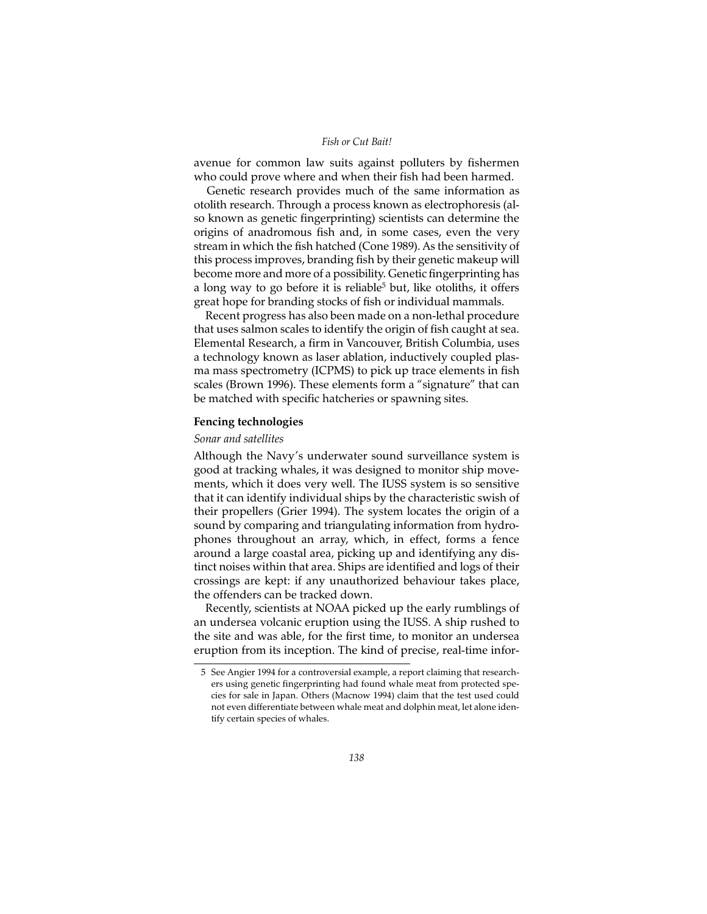avenue for common law suits against polluters by fishermen who could prove where and when their fish had been harmed.

Genetic research provides much of the same information as otolith research. Through a process known as electrophoresis (also known as genetic fingerprinting) scientists can determine the origins of anadromous fish and, in some cases, even the very stream in which the fish hatched (Cone 1989). As the sensitivity of this process improves, branding fish by their genetic makeup will become more and more of a possibility. Genetic fingerprinting has a long way to go before it is reliable[5] but, like otoliths, it offers great hope for branding stocks of fish or individual mammals.

Recent progress has also been made on a non-lethal procedure that uses salmon scales to identify the origin of fish caught at sea. Elemental Research, a firm in Vancouver, British Columbia, uses a technology known as laser ablation, inductively coupled plasma mass spectrometry (ICPMS) to pick up trace elements in fish scales (Brown 1996). These elements form a "signature" that can be matched with specific hatcheries or spawning sites.

### Fencing technologies

#### *Sonar and satellites*

Although the Navy's underwater sound surveillance system is good at tracking whales, it was designed to monitor ship movements, which it does very well. The IUSS system is so sensitive that it can identify individual ships by the characteristic swish of their propellers (Grier 1994). The system locates the origin of a sound by comparing and triangulating information from hydrophones throughout an array, which, in effect, forms a fence around a large coastal area, picking up and identifying any distinct noises within that area. Ships are identified and logs of their crossings are kept: if any unauthorized behaviour takes place, the offenders can be tracked down.

Recently, scientists at NOAA picked up the early rumblings of an undersea volcanic eruption using the IUSS. A ship rushed to the site and was able, for the first time, to monitor an undersea eruption from its inception. The kind of precise, real-time infor-

5 See Angier 1994 for a controversial example, a report claiming that researchers using genetic fingerprinting had found whale meat from protected species for sale in Japan. Others (Macnow 1994) claim that the test used could not even differentiate between whale meat and dolphin meat, let alone identify certain species of whales.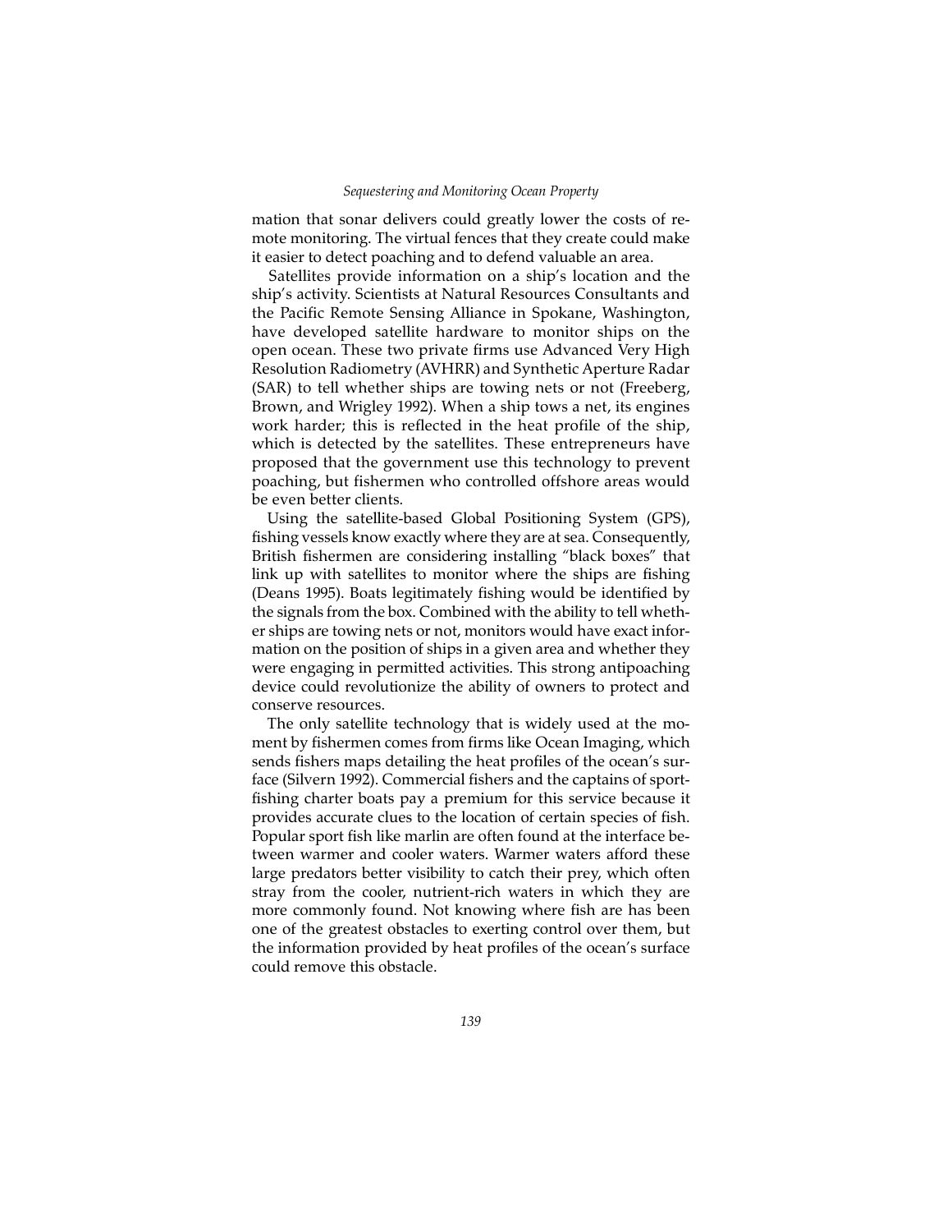mation that sonar delivers could greatly lower the costs of remote monitoring. The virtual fences that they create could make it easier to detect poaching and to defend valuable an area.

Satellites provide information on a ship's location and the ship's activity. Scientists at Natural Resources Consultants and the Pacific Remote Sensing Alliance in Spokane, Washington, have developed satellite hardware to monitor ships on the open ocean. These two private firms use Advanced Very High Resolution Radiometry (AVHRR) and Synthetic Aperture Radar (SAR) to tell whether ships are towing nets or not (Freeberg, Brown, and Wrigley 1992). When a ship tows a net, its engines work harder; this is reflected in the heat profile of the ship, which is detected by the satellites. These entrepreneurs have proposed that the government use this technology to prevent poaching, but fishermen who controlled offshore areas would be even better clients.

Using the satellite-based Global Positioning System (GPS), fishing vessels know exactly where they are at sea. Consequently, British fishermen are considering installing "black boxes" that link up with satellites to monitor where the ships are fishing (Deans 1995). Boats legitimately fishing would be identified by the signals from the box. Combined with the ability to tell whether ships are towing nets or not, monitors would have exact information on the position of ships in a given area and whether they were engaging in permitted activities. This strong antipoaching device could revolutionize the ability of owners to protect and conserve resources.

The only satellite technology that is widely used at the moment by fishermen comes from firms like Ocean Imaging, which sends fishers maps detailing the heat profiles of the ocean's surface (Silvern 1992). Commercial fishers and the captains of sportfishing charter boats pay a premium for this service because it provides accurate clues to the location of certain species of fish. Popular sport fish like marlin are often found at the interface between warmer and cooler waters. Warmer waters afford these large predators better visibility to catch their prey, which often stray from the cooler, nutrient-rich waters in which they are more commonly found. Not knowing where fish are has been one of the greatest obstacles to exerting control over them, but the information provided by heat profiles of the ocean's surface could remove this obstacle.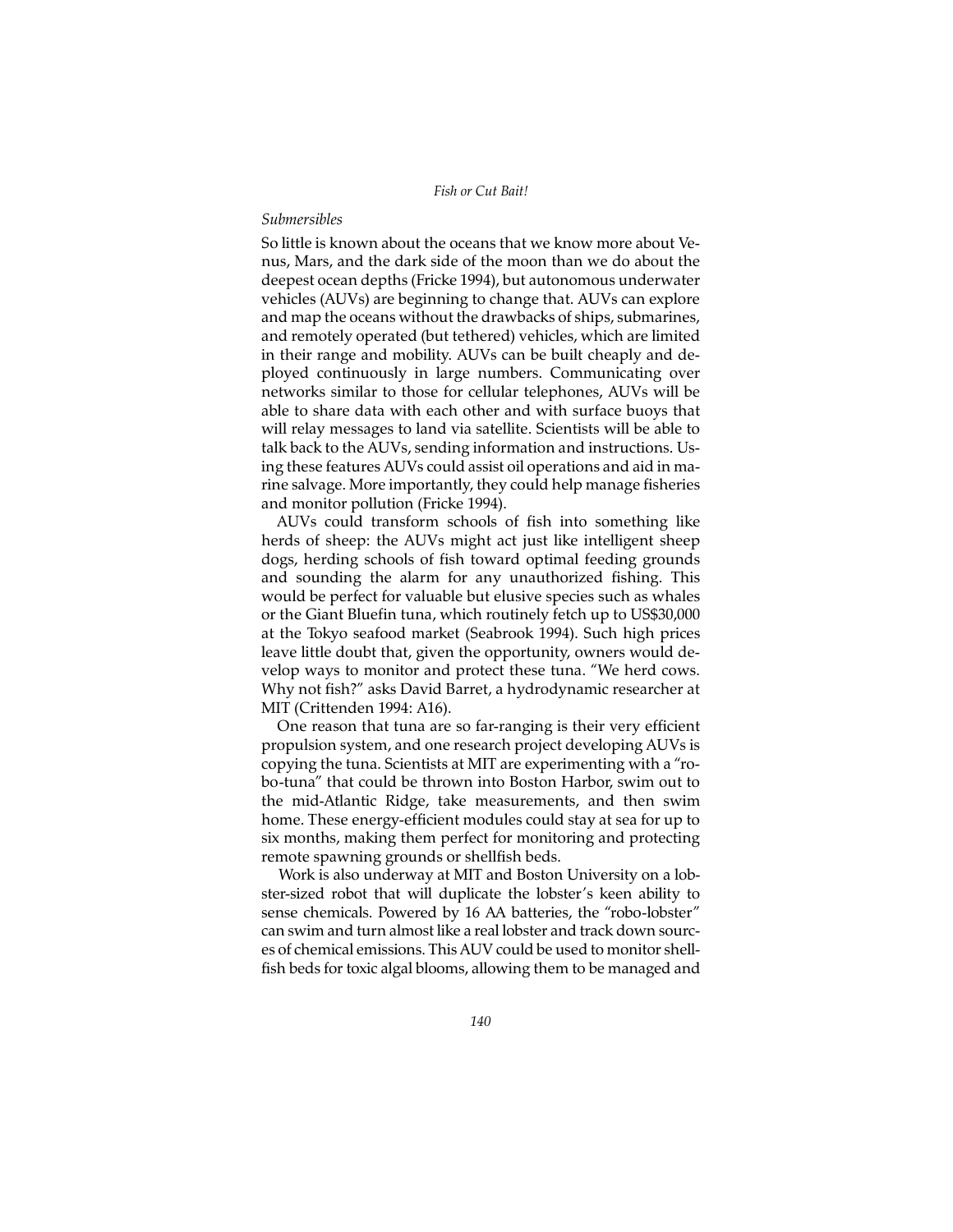### *Submersibles*

So little is known about the oceans that we know more about Venus, Mars, and the dark side of the moon than we do about the deepest ocean depths (Fricke 1994), but autonomous underwater vehicles (AUVs) are beginning to change that. AUVs can explore and map the oceans without the drawbacks of ships, submarines, and remotely operated (but tethered) vehicles, which are limited in their range and mobility. AUVs can be built cheaply and deployed continuously in large numbers. Communicating over networks similar to those for cellular telephones, AUVs will be able to share data with each other and with surface buoys that will relay messages to land via satellite. Scientists will be able to talk back to the AUVs, sending information and instructions. Using these features AUVs could assist oil operations and aid in marine salvage. More importantly, they could help manage fisheries and monitor pollution (Fricke 1994).

AUVs could transform schools of fish into something like herds of sheep: the AUVs might act just like intelligent sheep dogs, herding schools of fish toward optimal feeding grounds and sounding the alarm for any unauthorized fishing. This would be perfect for valuable but elusive species such as whales or the Giant Bluefin tuna, which routinely fetch up to US$30,000 at the Tokyo seafood market (Seabrook 1994). Such high prices leave little doubt that, given the opportunity, owners would develop ways to monitor and protect these tuna. "We herd cows. Why not fish?" asks David Barret, a hydrodynamic researcher at MIT (Crittenden 1994: A16).

One reason that tuna are so far-ranging is their very efficient propulsion system, and one research project developing AUVs is copying the tuna. Scientists at MIT are experimenting with a "robo-tuna" that could be thrown into Boston Harbor, swim out to the mid-Atlantic Ridge, take measurements, and then swim home. These energy-efficient modules could stay at sea for up to six months, making them perfect for monitoring and protecting remote spawning grounds or shellfish beds.

Work is also underway at MIT and Boston University on a lobster-sized robot that will duplicate the lobster's keen ability to sense chemicals. Powered by 16 AA batteries, the "robo-lobster" can swim and turn almost like a real lobster and track down sources of chemical emissions. This AUV could be used to monitor shellfish beds for toxic algal blooms, allowing them to be managed and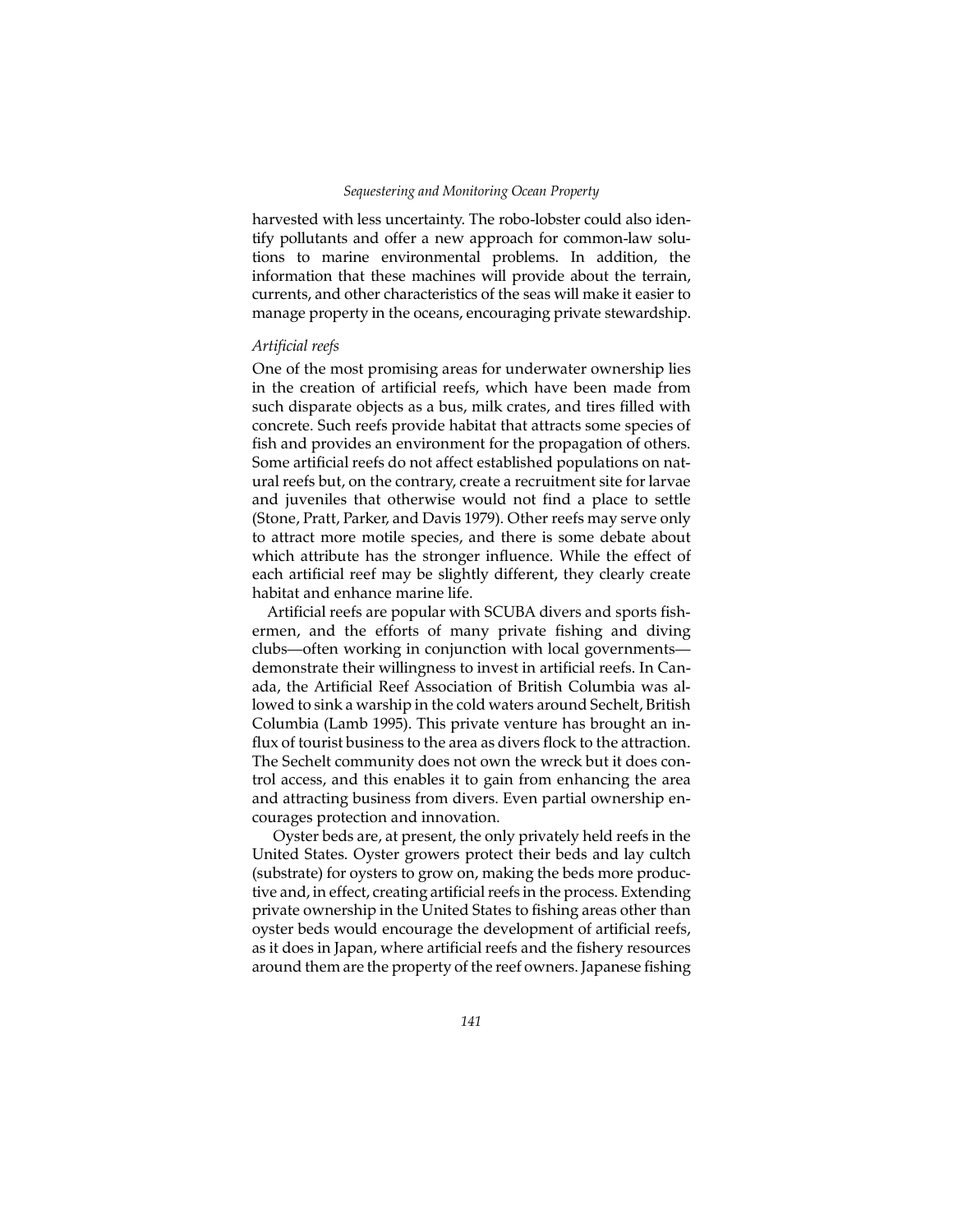harvested with less uncertainty. The robo-lobster could also identify pollutants and offer a new approach for common-law solutions to marine environmental problems. In addition, the information that these machines will provide about the terrain, currents, and other characteristics of the seas will make it easier to manage property in the oceans, encouraging private stewardship.

### *Artificial reefs*

One of the most promising areas for underwater ownership lies in the creation of artificial reefs, which have been made from such disparate objects as a bus, milk crates, and tires filled with concrete. Such reefs provide habitat that attracts some species of fish and provides an environment for the propagation of others. Some artificial reefs do not affect established populations on natural reefs but, on the contrary, create a recruitment site for larvae and juveniles that otherwise would not find a place to settle (Stone, Pratt, Parker, and Davis 1979). Other reefs may serve only to attract more motile species, and there is some debate about which attribute has the stronger influence. While the effect of each artificial reef may be slightly different, they clearly create habitat and enhance marine life.

Artificial reefs are popular with SCUBA divers and sports fishermen, and the efforts of many private fishing and diving clubs—often working in conjunction with local governments—demonstrate their willingness to invest in artificial reefs. In Canada, the Artificial Reef Association of British Columbia was allowed to sink a warship in the cold waters around Sechelt, British Columbia (Lamb 1995). This private venture has brought an influx of tourist business to the area as divers flock to the attraction. The Sechelt community does not own the wreck but it does control access, and this enables it to gain from enhancing the area and attracting business from divers. Even partial ownership encourages protection and innovation.

Oyster beds are, at present, the only privately held reefs in the United States. Oyster growers protect their beds and lay cultch (substrate) for oysters to grow on, making the beds more productive and, in effect, creating artificial reefs in the process. Extending private ownership in the United States to fishing areas other than oyster beds would encourage the development of artificial reefs, as it does in Japan, where artificial reefs and the fishery resources around them are the property of the reef owners. Japanese fishing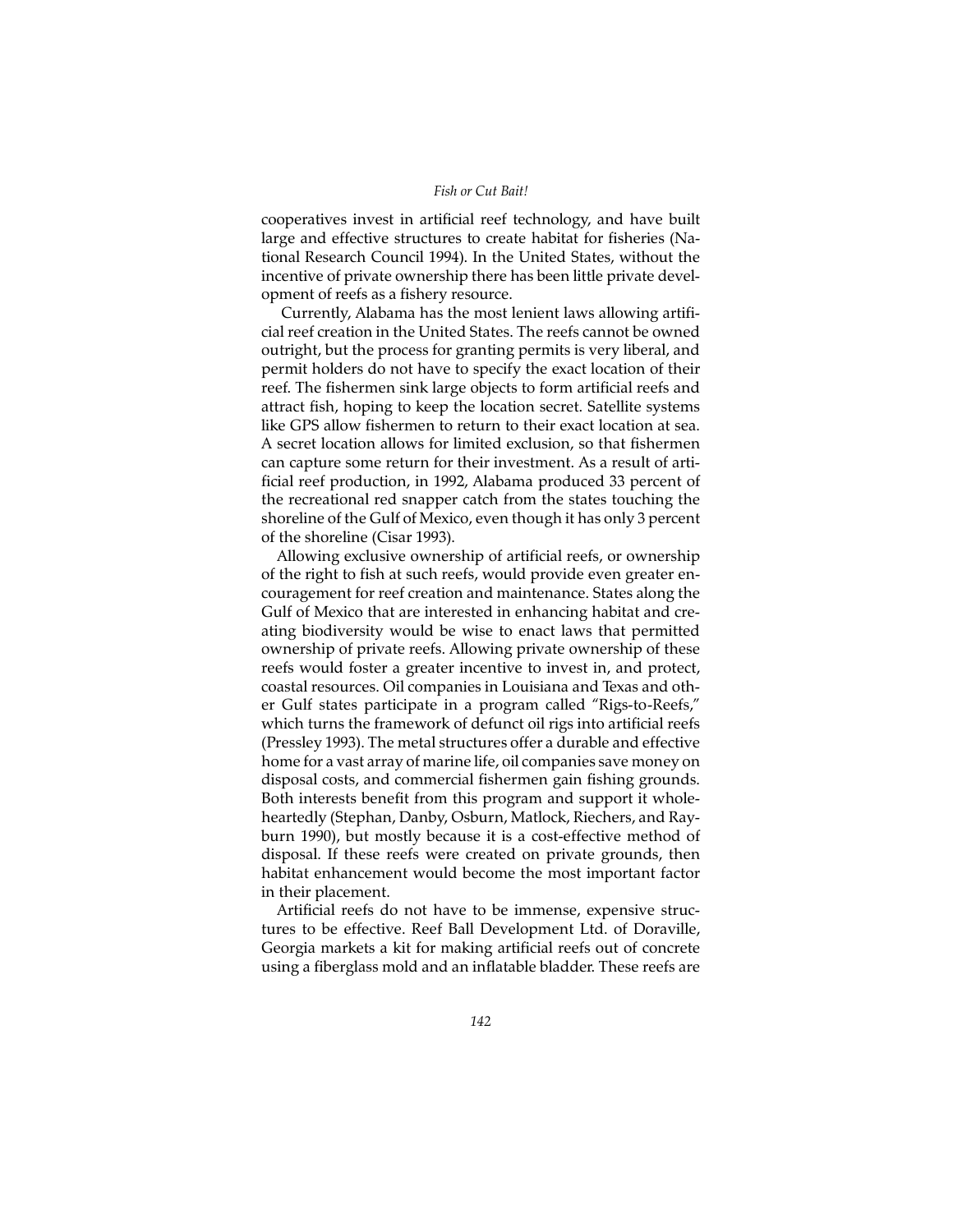cooperatives invest in artificial reef technology, and have built large and effective structures to create habitat for fisheries (National Research Council 1994). In the United States, without the incentive of private ownership there has been little private development of reefs as a fishery resource.

Currently, Alabama has the most lenient laws allowing artificial reef creation in the United States. The reefs cannot be owned outright, but the process for granting permits is very liberal, and permit holders do not have to specify the exact location of their reef. The fishermen sink large objects to form artificial reefs and attract fish, hoping to keep the location secret. Satellite systems like GPS allow fishermen to return to their exact location at sea. A secret location allows for limited exclusion, so that fishermen can capture some return for their investment. As a result of artificial reef production, in 1992, Alabama produced 33 percent of the recreational red snapper catch from the states touching the shoreline of the Gulf of Mexico, even though it has only 3 percent of the shoreline (Cisar 1993).

Allowing exclusive ownership of artificial reefs, or ownership of the right to fish at such reefs, would provide even greater encouragement for reef creation and maintenance. States along the Gulf of Mexico that are interested in enhancing habitat and creating biodiversity would be wise to enact laws that permitted ownership of private reefs. Allowing private ownership of these reefs would foster a greater incentive to invest in, and protect, coastal resources. Oil companies in Louisiana and Texas and other Gulf states participate in a program called "Rigs-to-Reefs," which turns the framework of defunct oil rigs into artificial reefs (Pressley 1993). The metal structures offer a durable and effective home for a vast array of marine life, oil companies save money on disposal costs, and commercial fishermen gain fishing grounds. Both interests benefit from this program and support it wholeheartedly (Stephan, Danby, Osburn, Matlock, Riechers, and Rayburn 1990), but mostly because it is a cost-effective method of disposal. If these reefs were created on private grounds, then habitat enhancement would become the most important factor in their placement.

Artificial reefs do not have to be immense, expensive structures to be effective. Reef Ball Development Ltd. of Doraville, Georgia markets a kit for making artificial reefs out of concrete using a fiberglass mold and an inflatable bladder. These reefs are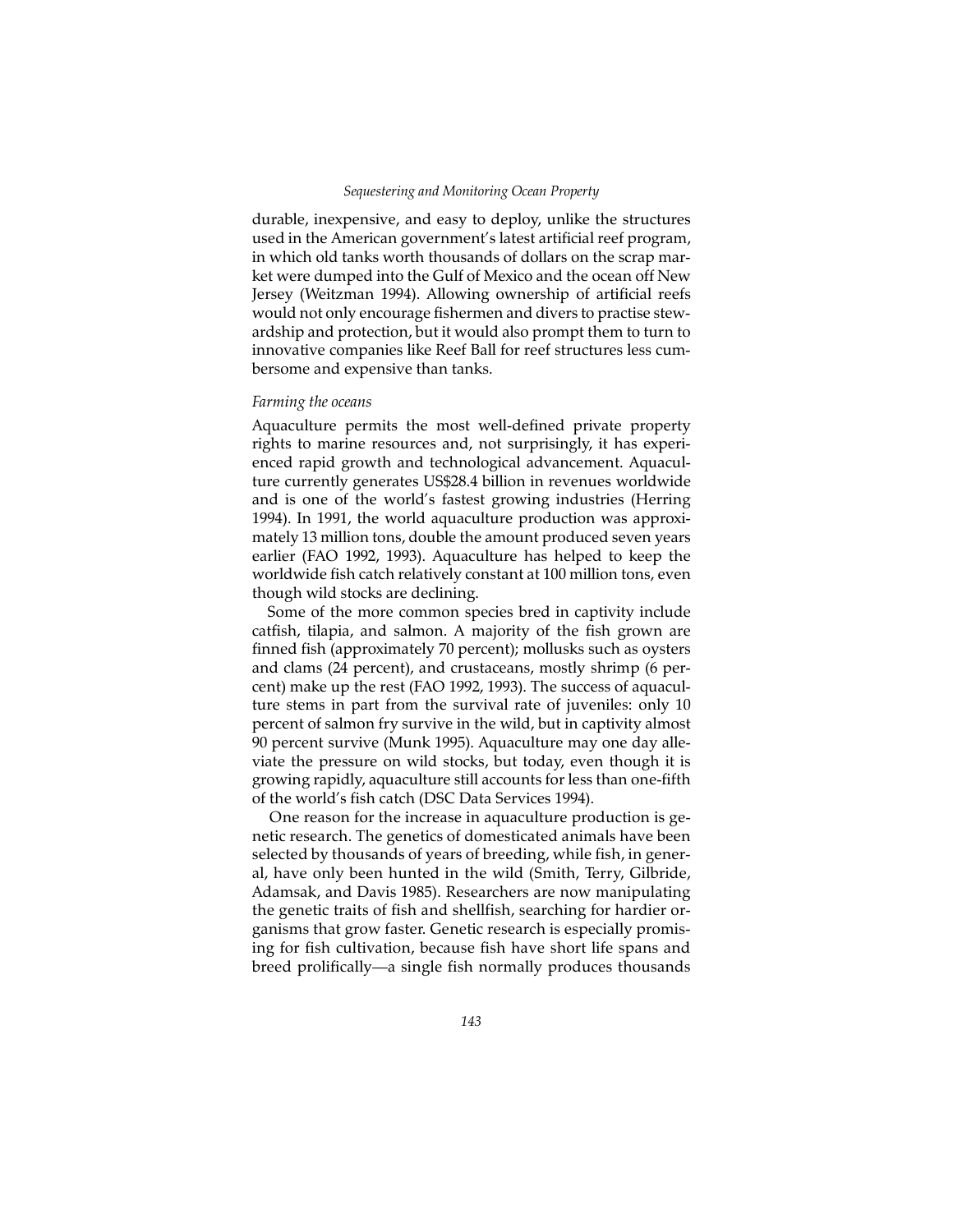durable, inexpensive, and easy to deploy, unlike the structures used in the American government's latest artificial reef program, in which old tanks worth thousands of dollars on the scrap market were dumped into the Gulf of Mexico and the ocean off New Jersey (Weitzman 1994). Allowing ownership of artificial reefs would not only encourage fishermen and divers to practise stewardship and protection, but it would also prompt them to turn to innovative companies like Reef Ball for reef structures less cumbersome and expensive than tanks.

*Farming the oceans*

Aquaculture permits the most well-defined private property rights to marine resources and, not surprisingly, it has experienced rapid growth and technological advancement. Aquaculture currently generates US$28.4 billion in revenues worldwide and is one of the world's fastest growing industries (Herring 1994). In 1991, the world aquaculture production was approximately 13 million tons, double the amount produced seven years earlier (FAO 1992, 1993). Aquaculture has helped to keep the worldwide fish catch relatively constant at 100 million tons, even though wild stocks are declining.

Some of the more common species bred in captivity include catfish, tilapia, and salmon. A majority of the fish grown are finned fish (approximately 70 percent); mollusks such as oysters and clams (24 percent), and crustaceans, mostly shrimp (6 percent) make up the rest (FAO 1992, 1993). The success of aquaculture stems in part from the survival rate of juveniles: only 10 percent of salmon fry survive in the wild, but in captivity almost 90 percent survive (Munk 1995). Aquaculture may one day alleviate the pressure on wild stocks, but today, even though it is growing rapidly, aquaculture still accounts for less than one-fifth of the world's fish catch (DSC Data Services 1994).

One reason for the increase in aquaculture production is genetic research. The genetics of domesticated animals have been selected by thousands of years of breeding, while fish, in general, have only been hunted in the wild (Smith, Terry, Gilbride, Adamsak, and Davis 1985). Researchers are now manipulating the genetic traits of fish and shellfish, searching for hardier organisms that grow faster. Genetic research is especially promising for fish cultivation, because fish have short life spans and breed prolifically—a single fish normally produces thousands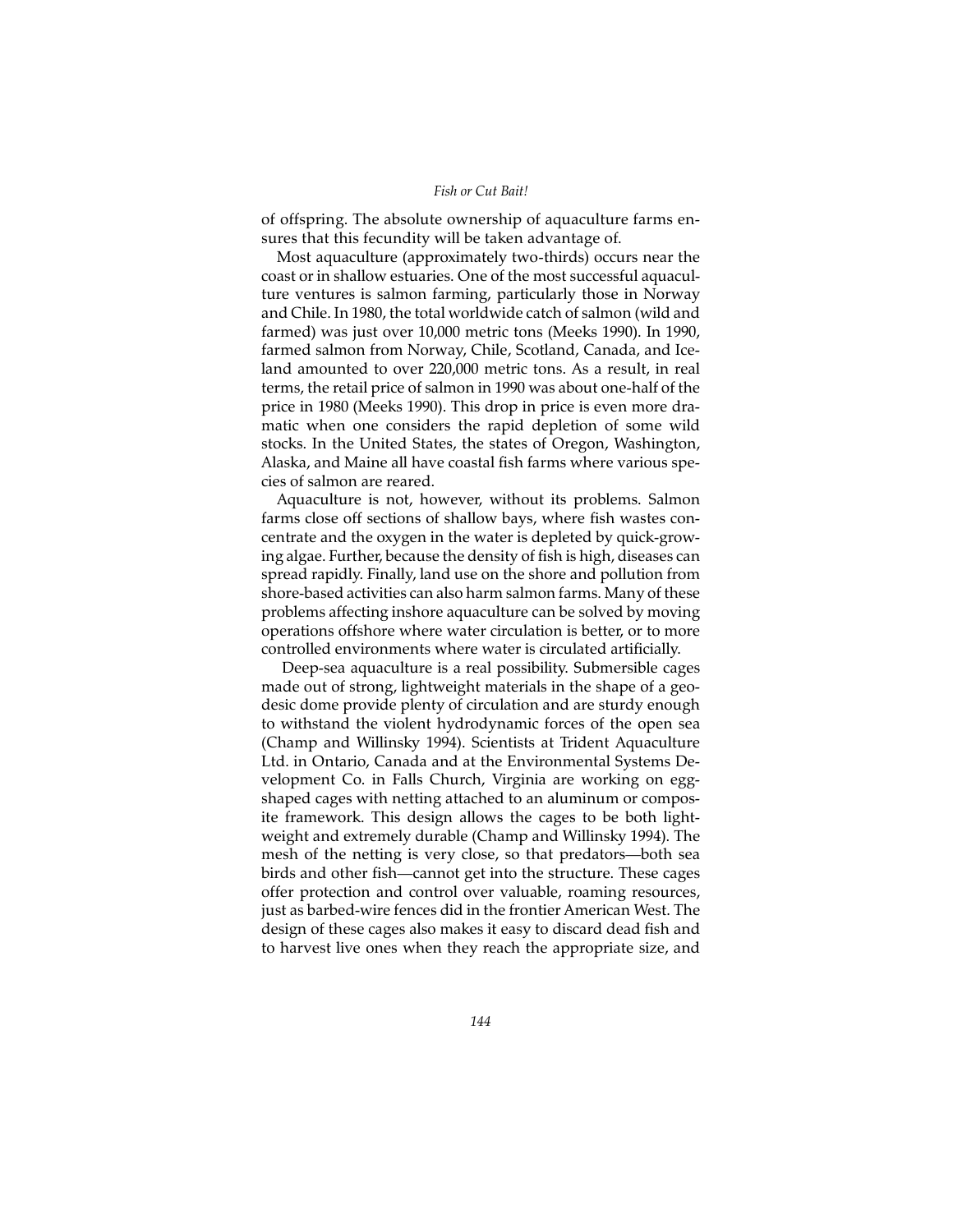of offspring. The absolute ownership of aquaculture farms ensures that this fecundity will be taken advantage of.

Most aquaculture (approximately two-thirds) occurs near the coast or in shallow estuaries. One of the most successful aquaculture ventures is salmon farming, particularly those in Norway and Chile. In 1980, the total worldwide catch of salmon (wild and farmed) was just over 10,000 metric tons (Meeks 1990). In 1990, farmed salmon from Norway, Chile, Scotland, Canada, and Iceland amounted to over 220,000 metric tons. As a result, in real terms, the retail price of salmon in 1990 was about one-half of the price in 1980 (Meeks 1990). This drop in price is even more dramatic when one considers the rapid depletion of some wild stocks. In the United States, the states of Oregon, Washington, Alaska, and Maine all have coastal fish farms where various species of salmon are reared.

Aquaculture is not, however, without its problems. Salmon farms close off sections of shallow bays, where fish wastes concentrate and the oxygen in the water is depleted by quick-growing algae. Further, because the density of fish is high, diseases can spread rapidly. Finally, land use on the shore and pollution from shore-based activities can also harm salmon farms. Many of these problems affecting inshore aquaculture can be solved by moving operations offshore where water circulation is better, or to more controlled environments where water is circulated artificially.

Deep-sea aquaculture is a real possibility. Submersible cages made out of strong, lightweight materials in the shape of a geodesic dome provide plenty of circulation and are sturdy enough to withstand the violent hydrodynamic forces of the open sea (Champ and Willinsky 1994). Scientists at Trident Aquaculture Ltd. in Ontario, Canada and at the Environmental Systems Development Co. in Falls Church, Virginia are working on egg-shaped cages with netting attached to an aluminum or composite framework. This design allows the cages to be both lightweight and extremely durable (Champ and Willinsky 1994). The mesh of the netting is very close, so that predators—both sea birds and other fish—cannot get into the structure. These cages offer protection and control over valuable, roaming resources, just as barbed-wire fences did in the frontier American West. The design of these cages also makes it easy to discard dead fish and to harvest live ones when they reach the appropriate size, and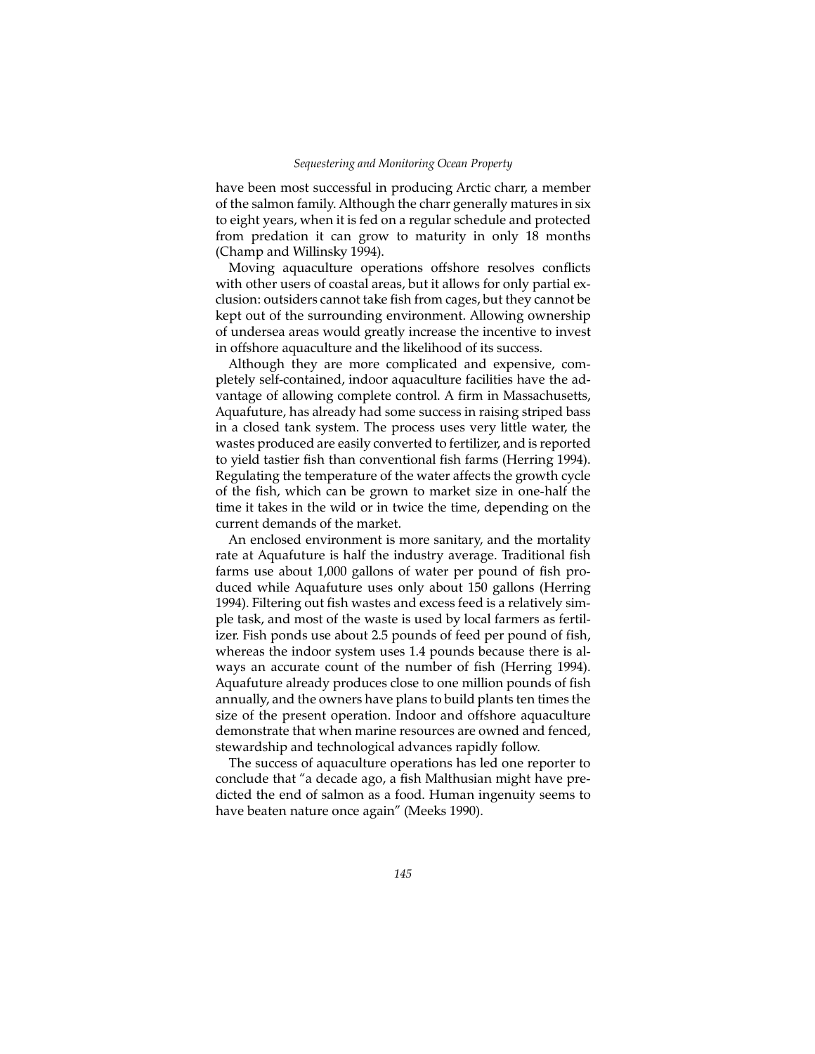have been most successful in producing Arctic charr, a member of the salmon family. Although the charr generally matures in six to eight years, when it is fed on a regular schedule and protected from predation it can grow to maturity in only 18 months (Champ and Willinsky 1994).

Moving aquaculture operations offshore resolves conflicts with other users of coastal areas, but it allows for only partial exclusion: outsiders cannot take fish from cages, but they cannot be kept out of the surrounding environment. Allowing ownership of undersea areas would greatly increase the incentive to invest in offshore aquaculture and the likelihood of its success.

Although they are more complicated and expensive, completely self-contained, indoor aquaculture facilities have the advantage of allowing complete control. A firm in Massachusetts, Aquafuture, has already had some success in raising striped bass in a closed tank system. The process uses very little water, the wastes produced are easily converted to fertilizer, and is reported to yield tastier fish than conventional fish farms (Herring 1994). Regulating the temperature of the water affects the growth cycle of the fish, which can be grown to market size in one-half the time it takes in the wild or in twice the time, depending on the current demands of the market.

An enclosed environment is more sanitary, and the mortality rate at Aquafuture is half the industry average. Traditional fish farms use about 1,000 gallons of water per pound of fish produced while Aquafuture uses only about 150 gallons (Herring 1994). Filtering out fish wastes and excess feed is a relatively simple task, and most of the waste is used by local farmers as fertilizer. Fish ponds use about 2.5 pounds of feed per pound of fish, whereas the indoor system uses 1.4 pounds because there is always an accurate count of the number of fish (Herring 1994). Aquafuture already produces close to one million pounds of fish annually, and the owners have plans to build plants ten times the size of the present operation. Indoor and offshore aquaculture demonstrate that when marine resources are owned and fenced, stewardship and technological advances rapidly follow.

The success of aquaculture operations has led one reporter to conclude that "a decade ago, a fish Malthusian might have predicted the end of salmon as a food. Human ingenuity seems to have beaten nature once again" (Meeks 1990).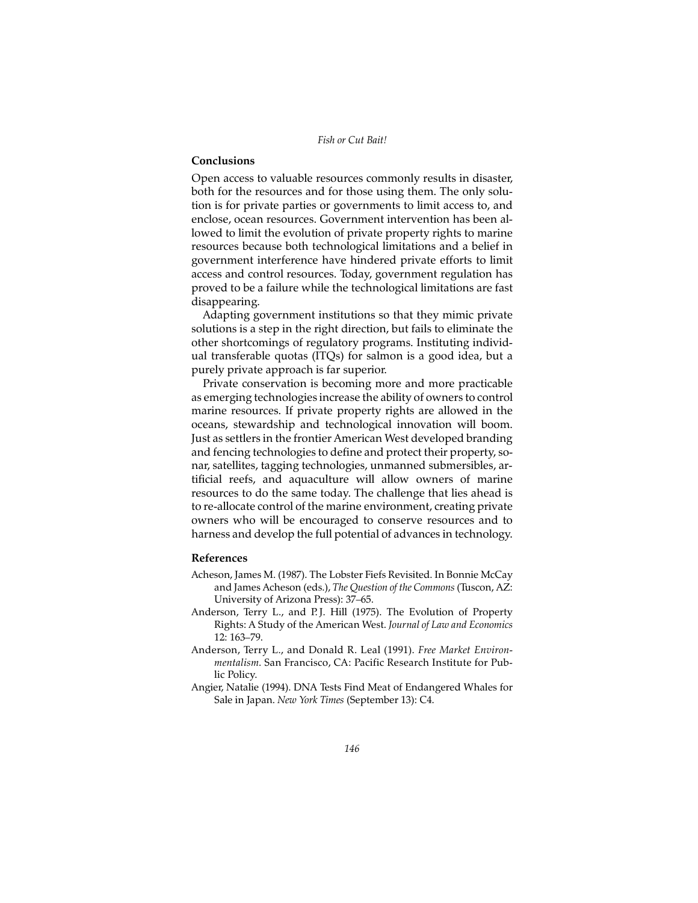## Conclusions

Open access to valuable resources commonly results in disaster, both for the resources and for those using them. The only solution is for private parties or governments to limit access to, and enclose, ocean resources. Government intervention has been allowed to limit the evolution of private property rights to marine resources because both technological limitations and a belief in government interference have hindered private efforts to limit access and control resources. Today, government regulation has proved to be a failure while the technological limitations are fast disappearing.

Adapting government institutions so that they mimic private solutions is a step in the right direction, but fails to eliminate the other shortcomings of regulatory programs. Instituting individual transferable quotas (ITQs) for salmon is a good idea, but a purely private approach is far superior.

Private conservation is becoming more and more practicable as emerging technologies increase the ability of owners to control marine resources. If private property rights are allowed in the oceans, stewardship and technological innovation will boom. Just as settlers in the frontier American West developed branding and fencing technologies to define and protect their property, sonar, satellites, tagging technologies, unmanned submersibles, artificial reefs, and aquaculture will allow owners of marine resources to do the same today. The challenge that lies ahead is to re-allocate control of the marine environment, creating private owners who will be encouraged to conserve resources and to harness and develop the full potential of advances in technology.

## References

Acheson, James M. (1987). The Lobster Fiefs Revisited. In Bonnie McCay and James Acheson (eds.), *The Question of the Commons* (Tuscon, AZ: University of Arizona Press): 37–65.

Anderson, Terry L., and P.J. Hill (1975). The Evolution of Property Rights: A Study of the American West. *Journal of Law and Economics* 12: 163–79.

Anderson, Terry L., and Donald R. Leal (1991). *Free Market Environmentalism*. San Francisco, CA: Pacific Research Institute for Public Policy.

Angier, Natalie (1994). DNA Tests Find Meat of Endangered Whales for Sale in Japan. *New York Times* (September 13): C4.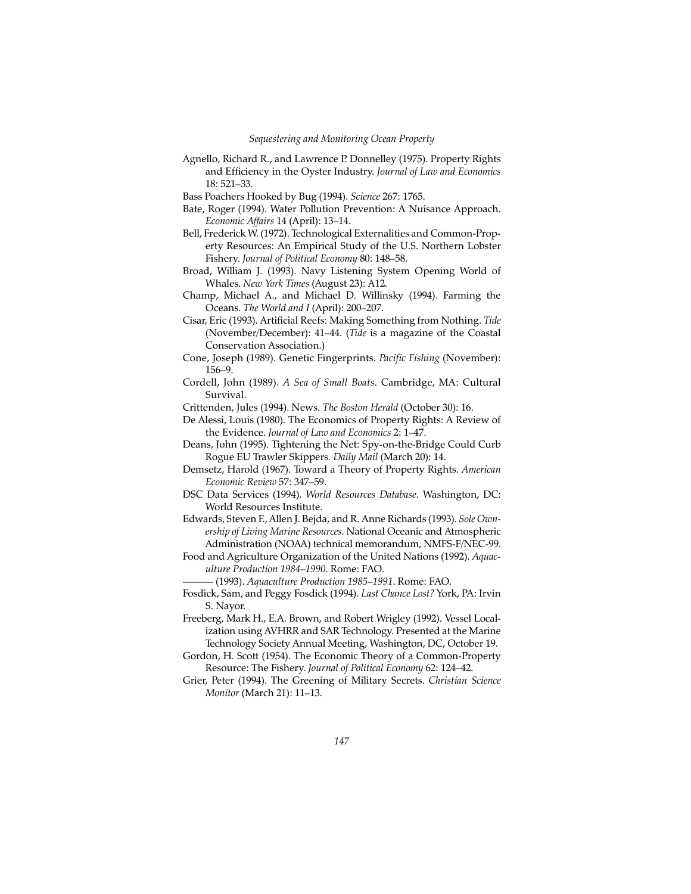Agnello, Richard R., and Lawrence P. Donnelley (1975). Property Rights and Efficiency in the Oyster Industry. *Journal of Law and Economics* 18: 521–33.

Bass Poachers Hooked by Bug (1994). *Science* 267: 1765.

Bate, Roger (1994). Water Pollution Prevention: A Nuisance Approach. *Economic Affairs* 14 (April): 13–14.

Bell, Frederick W. (1972). Technological Externalities and Common-Property Resources: An Empirical Study of the U.S. Northern Lobster Fishery. *Journal of Political Economy* 80: 148–58.

Broad, William J. (1993). Navy Listening System Opening World of Whales. *New York Times* (August 23): A12.

Champ, Michael A., and Michael D. Willinsky (1994). Farming the Oceans. *The World and I* (April): 200–207.

Cisar, Eric (1993). Artificial Reefs: Making Something from Nothing. *Tide* (November/December): 41–44. (*Tide* is a magazine of the Coastal Conservation Association.)

Cone, Joseph (1989). Genetic Fingerprints. *Pacific Fishing* (November): 156–9.

Cordell, John (1989). *A Sea of Small Boats*. Cambridge, MA: Cultural Survival.

Crittenden, Jules (1994). News. *The Boston Herald* (October 30): 16.

De Alessi, Louis (1980). The Economics of Property Rights: A Review of the Evidence. *Journal of Law and Economics* 2: 1–47.

Deans, John (1995). Tightening the Net: Spy-on-the-Bridge Could Curb Rogue EU Trawler Skippers. *Daily Mail* (March 20): 14.

Demsetz, Harold (1967). Toward a Theory of Property Rights. *American Economic Review* 57: 347–59.

DSC Data Services (1994). *World Resources Database*. Washington, DC: World Resources Institute.

Edwards, Steven F., Allen J. Bejda, and R. Anne Richards (1993). *Sole Ownership of Living Marine Resources*. National Oceanic and Atmospheric Administration (NOAA) technical memorandum, NMFS-F/NEC-99.

Food and Agriculture Organization of the United Nations (1992). *Aquaculture Production 1984–1990*. Rome: FAO.

——— (1993). *Aquaculture Production 1985–1991*. Rome: FAO.

Fosdick, Sam, and Peggy Fosdick (1994). *Last Chance Lost?* York, PA: Irvin S. Nayor.

Freeberg, Mark H., E.A. Brown, and Robert Wrigley (1992). Vessel Localization using AVHRR and SAR Technology. Presented at the Marine Technology Society Annual Meeting, Washington, DC, October 19.

Gordon, H. Scott (1954). The Economic Theory of a Common-Property Resource: The Fishery. *Journal of Political Economy* 62: 124–42.

Grier, Peter (1994). The Greening of Military Secrets. *Christian Science Monitor* (March 21): 11–13.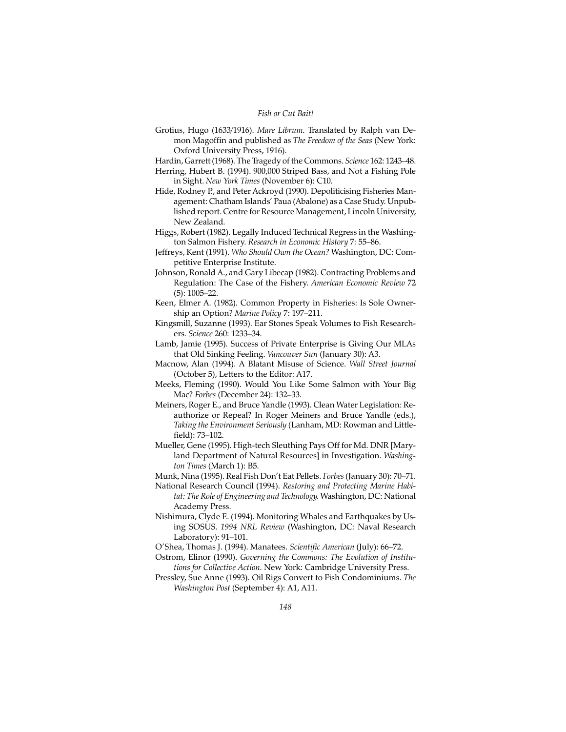Grotius, Hugo (1633/1916). *Mare Librum*. Translated by Ralph van Demon Magoffin and published as *The Freedom of the Seas* (New York: Oxford University Press, 1916).

Hardin, Garrett (1968). The Tragedy of the Commons. *Science* 162: 1243–48.

Herring, Hubert B. (1994). 900,000 Striped Bass, and Not a Fishing Pole in Sight. *New York Times* (November 6): C10.

Hide, Rodney P., and Peter Ackroyd (1990). Depoliticising Fisheries Management: Chatham Islands' Paua (Abalone) as a Case Study. Unpublished report. Centre for Resource Management, Lincoln University, New Zealand.

Higgs, Robert (1982). Legally Induced Technical Regress in the Washington Salmon Fishery. *Research in Economic History* 7: 55–86.

Jeffreys, Kent (1991). *Who Should Own the Ocean?* Washington, DC: Competitive Enterprise Institute.

Johnson, Ronald A., and Gary Libecap (1982). Contracting Problems and Regulation: The Case of the Fishery. *American Economic Review* 72 (5): 1005–22.

Keen, Elmer A. (1982). Common Property in Fisheries: Is Sole Ownership an Option? *Marine Policy* 7: 197–211.

Kingsmill, Suzanne (1993). Ear Stones Speak Volumes to Fish Researchers. *Science* 260: 1233–34.

Lamb, Jamie (1995). Success of Private Enterprise is Giving Our MLAs that Old Sinking Feeling. *Vancouver Sun* (January 30): A3.

Macnow, Alan (1994). A Blatant Misuse of Science. *Wall Street Journal* (October 5), Letters to the Editor: A17.

Meeks, Fleming (1990). Would You Like Some Salmon with Your Big Mac? *Forbes* (December 24): 132–33.

Meiners, Roger E., and Bruce Yandle (1993). Clean Water Legislation: Reauthorize or Repeal? In Roger Meiners and Bruce Yandle (eds.), *Taking the Environment Seriously* (Lanham, MD: Rowman and Littlefield): 73–102.

Mueller, Gene (1995). High-tech Sleuthing Pays Off for Md. DNR [Maryland Department of Natural Resources] in Investigation. *Washington Times* (March 1): B5.

Munk, Nina (1995). Real Fish Don't Eat Pellets. *Forbes* (January 30): 70–71.

National Research Council (1994). *Restoring and Protecting Marine Habitat: The Role of Engineering and Technology.* Washington, DC: National Academy Press.

Nishimura, Clyde E. (1994). Monitoring Whales and Earthquakes by Using SOSUS. *1994 NRL Review* (Washington, DC: Naval Research Laboratory): 91–101.

O'Shea, Thomas J. (1994). Manatees. *Scientific American* (July): 66–72.

Ostrom, Elinor (1990). *Governing the Commons: The Evolution of Institutions for Collective Action*. New York: Cambridge University Press.

Pressley, Sue Anne (1993). Oil Rigs Convert to Fish Condominiums. *The Washington Post* (September 4): A1, A11.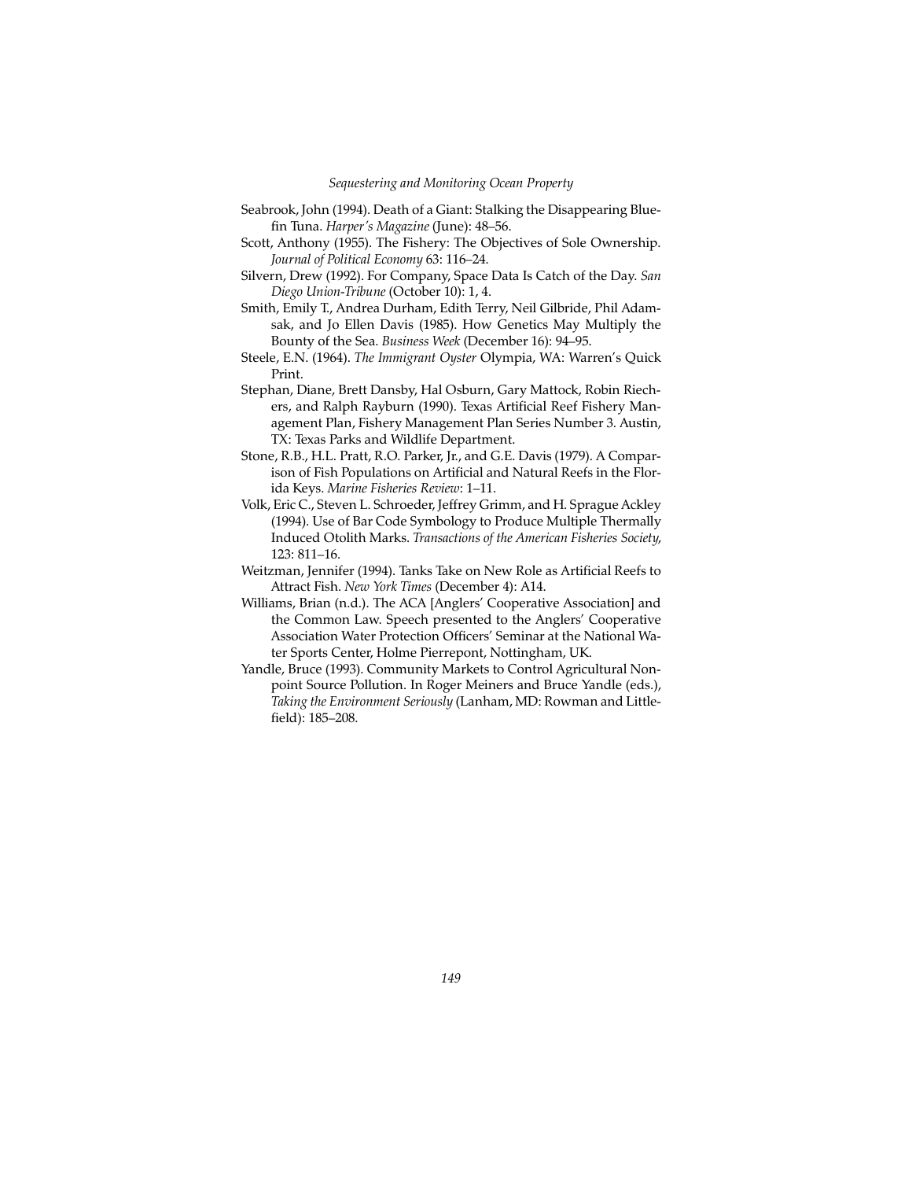Seabrook, John (1994). Death of a Giant: Stalking the Disappearing Bluefin Tuna. *Harper's Magazine* (June): 48–56.

Scott, Anthony (1955). The Fishery: The Objectives of Sole Ownership. *Journal of Political Economy* 63: 116–24.

Silvern, Drew (1992). For Company, Space Data Is Catch of the Day. *San Diego Union-Tribune* (October 10): 1, 4.

Smith, Emily T., Andrea Durham, Edith Terry, Neil Gilbride, Phil Adamsak, and Jo Ellen Davis (1985). How Genetics May Multiply the Bounty of the Sea. *Business Week* (December 16): 94–95.

Steele, E.N. (1964). *The Immigrant Oyster* Olympia, WA: Warren's Quick Print.

Stephan, Diane, Brett Dansby, Hal Osburn, Gary Mattock, Robin Riechers, and Ralph Rayburn (1990). Texas Artificial Reef Fishery Management Plan, Fishery Management Plan Series Number 3. Austin, TX: Texas Parks and Wildlife Department.

Stone, R.B., H.L. Pratt, R.O. Parker, Jr., and G.E. Davis (1979). A Comparison of Fish Populations on Artificial and Natural Reefs in the Florida Keys. *Marine Fisheries Review*: 1–11.

Volk, Eric C., Steven L. Schroeder, Jeffrey Grimm, and H. Sprague Ackley (1994). Use of Bar Code Symbology to Produce Multiple Thermally Induced Otolith Marks. *Transactions of the American Fisheries Society*, 123: 811–16.

Weitzman, Jennifer (1994). Tanks Take on New Role as Artificial Reefs to Attract Fish. *New York Times* (December 4): A14.

Williams, Brian (n.d.). The ACA [Anglers' Cooperative Association] and the Common Law. Speech presented to the Anglers' Cooperative Association Water Protection Officers' Seminar at the National Water Sports Center, Holme Pierrepont, Nottingham, UK.

Yandle, Bruce (1993). Community Markets to Control Agricultural Nonpoint Source Pollution. In Roger Meiners and Bruce Yandle (eds.), *Taking the Environment Seriously* (Lanham, MD: Rowman and Littlefield): 185–208.